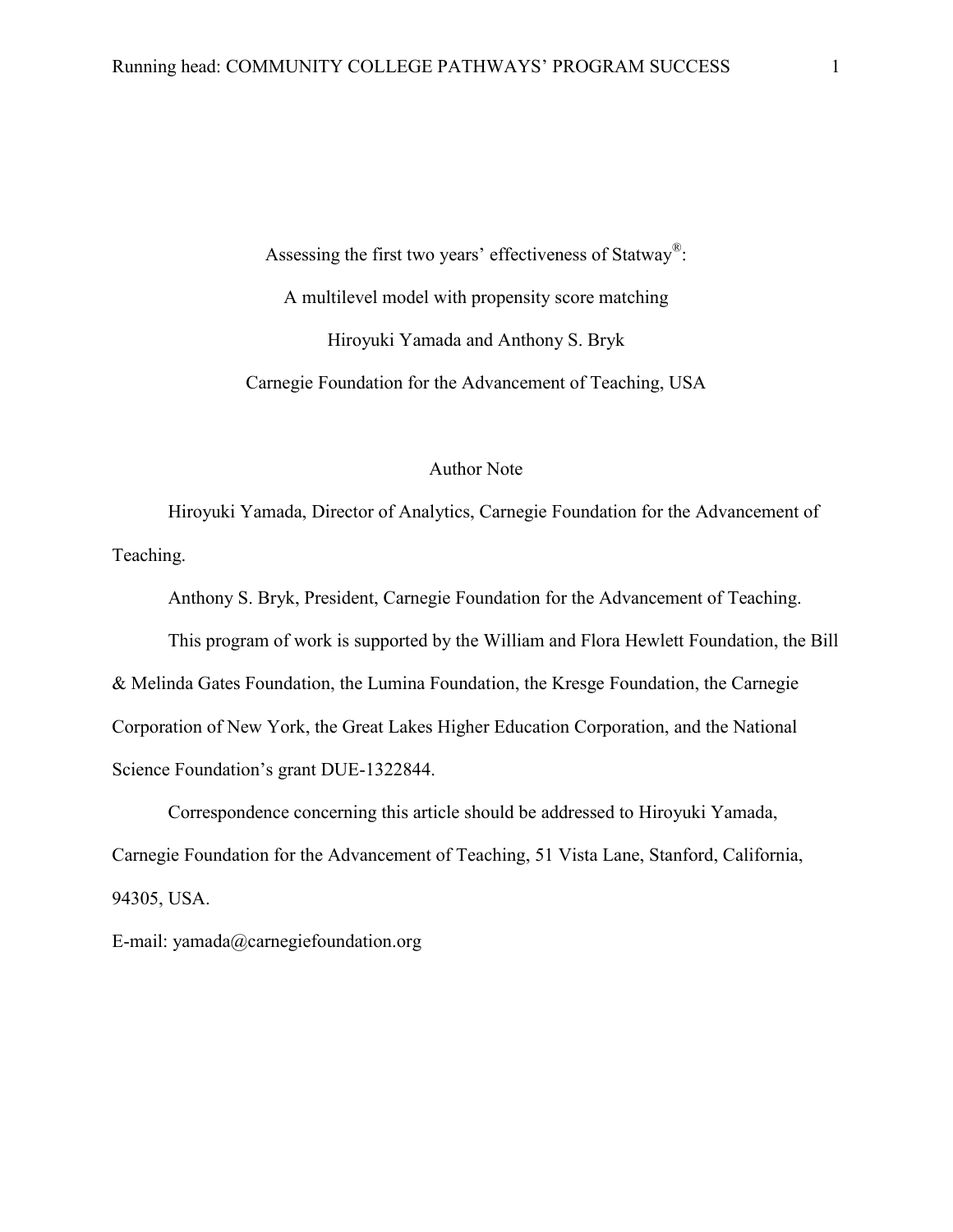# Assessing the first two years' effectiveness of Statway®:

## A multilevel model with propensity score matching

Hiroyuki Yamada and Anthony S. Bryk

Carnegie Foundation for the Advancement of Teaching, USA

### Author Note

Hiroyuki Yamada, Director of Analytics, Carnegie Foundation for the Advancement of Teaching.

Anthony S. Bryk, President, Carnegie Foundation for the Advancement of Teaching.

This program of work is supported by the William and Flora Hewlett Foundation, the Bill & Melinda Gates Foundation, the Lumina Foundation, the Kresge Foundation, the Carnegie Corporation of New York, the Great Lakes Higher Education Corporation, and the National Science Foundation's grant DUE-1322844.

Correspondence concerning this article should be addressed to Hiroyuki Yamada, Carnegie Foundation for the Advancement of Teaching, 51 Vista Lane, Stanford, California, 94305, USA.

E-mail: yamada@carnegiefoundation.org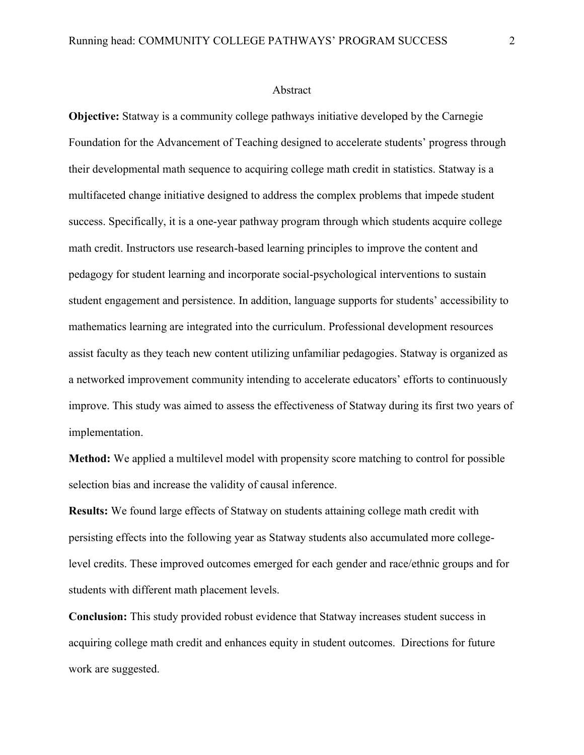## Abstract

**Objective:** Statway is a community college pathways initiative developed by the Carnegie Foundation for the Advancement of Teaching designed to accelerate students' progress through their developmental math sequence to acquiring college math credit in statistics. Statway is a multifaceted change initiative designed to address the complex problems that impede student success. Specifically, it is a one-year pathway program through which students acquire college math credit. Instructors use research-based learning principles to improve the content and pedagogy for student learning and incorporate social-psychological interventions to sustain student engagement and persistence. In addition, language supports for students' accessibility to mathematics learning are integrated into the curriculum. Professional development resources assist faculty as they teach new content utilizing unfamiliar pedagogies. Statway is organized as a networked improvement community intending to accelerate educators' efforts to continuously improve. This study was aimed to assess the effectiveness of Statway during its first two years of implementation.

**Method:** We applied a multilevel model with propensity score matching to control for possible selection bias and increase the validity of causal inference.

**Results:** We found large effects of Statway on students attaining college math credit with persisting effects into the following year as Statway students also accumulated more college-level credits. These improved outcomes emerged for each gender and race/ethnic groups and for students with different math placement levels.

**Conclusion:** This study provided robust evidence that Statway increases student success in acquiring college math credit and enhances equity in student outcomes. Directions for future work are suggested.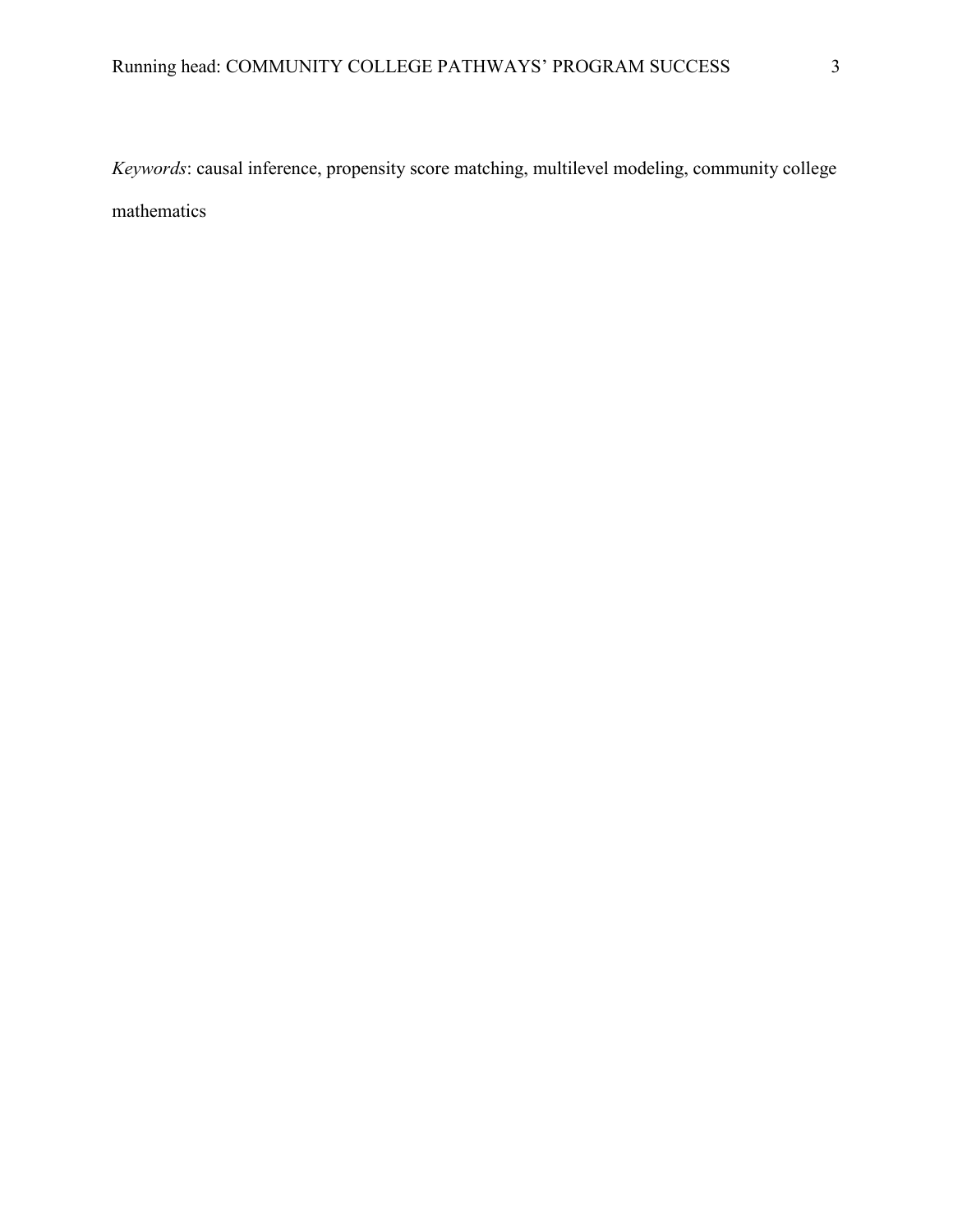*Keywords*: causal inference, propensity score matching, multilevel modeling, community college mathematics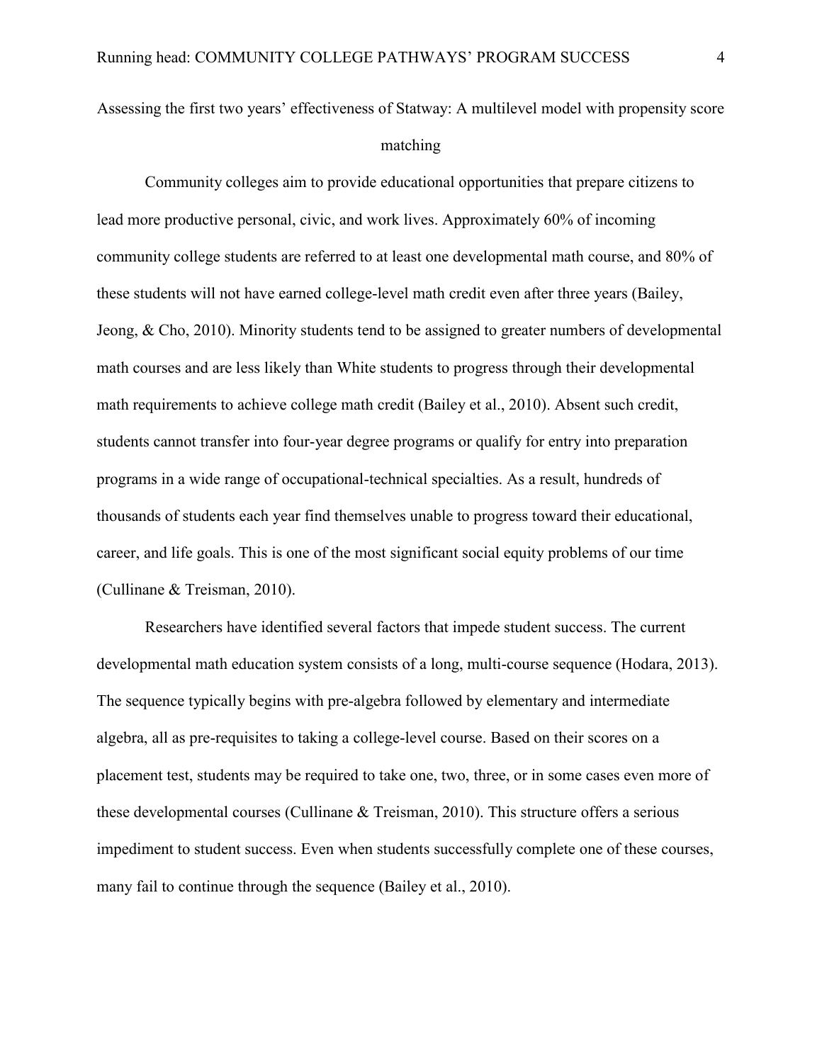# Assessing the first two years' effectiveness of Statway: A multilevel model with propensity score matching

Community colleges aim to provide educational opportunities that prepare citizens to lead more productive personal, civic, and work lives. Approximately 60% of incoming community college students are referred to at least one developmental math course, and 80% of these students will not have earned college-level math credit even after three years (Bailey, Jeong, & Cho, 2010). Minority students tend to be assigned to greater numbers of developmental math courses and are less likely than White students to progress through their developmental math requirements to achieve college math credit (Bailey et al., 2010). Absent such credit, students cannot transfer into four-year degree programs or qualify for entry into preparation programs in a wide range of occupational-technical specialties. As a result, hundreds of thousands of students each year find themselves unable to progress toward their educational, career, and life goals. This is one of the most significant social equity problems of our time (Cullinane & Treisman, 2010).

Researchers have identified several factors that impede student success. The current developmental math education system consists of a long, multi-course sequence (Hodara, 2013). The sequence typically begins with pre-algebra followed by elementary and intermediate algebra, all as pre-requisites to taking a college-level course. Based on their scores on a placement test, students may be required to take one, two, three, or in some cases even more of these developmental courses (Cullinane & Treisman, 2010). This structure offers a serious impediment to student success. Even when students successfully complete one of these courses, many fail to continue through the sequence (Bailey et al., 2010).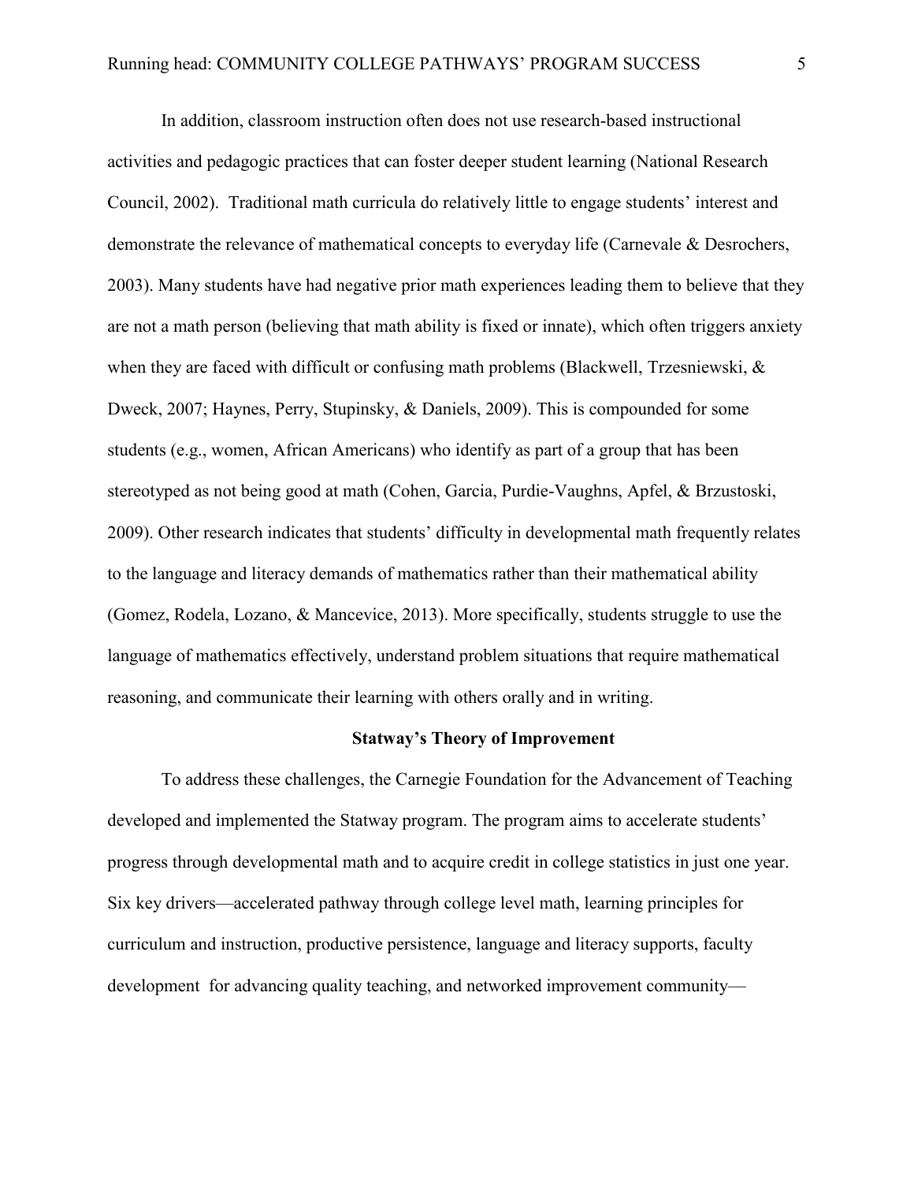In addition, classroom instruction often does not use research-based instructional activities and pedagogic practices that can foster deeper student learning (National Research Council, 2002). Traditional math curricula do relatively little to engage students' interest and demonstrate the relevance of mathematical concepts to everyday life (Carnevale & Desrochers, 2003). Many students have had negative prior math experiences leading them to believe that they are not a math person (believing that math ability is fixed or innate), which often triggers anxiety when they are faced with difficult or confusing math problems (Blackwell, Trzesniewski, & Dweck, 2007; Haynes, Perry, Stupinsky, & Daniels, 2009). This is compounded for some students (e.g., women, African Americans) who identify as part of a group that has been stereotyped as not being good at math (Cohen, Garcia, Purdie-Vaughns, Apfel, & Brzustoski, 2009). Other research indicates that students' difficulty in developmental math frequently relates to the language and literacy demands of mathematics rather than their mathematical ability (Gomez, Rodela, Lozano, & Mancevice, 2013). More specifically, students struggle to use the language of mathematics effectively, understand problem situations that require mathematical reasoning, and communicate their learning with others orally and in writing.

## Statway's Theory of Improvement

To address these challenges, the Carnegie Foundation for the Advancement of Teaching developed and implemented the Statway program. The program aims to accelerate students' progress through developmental math and to acquire credit in college statistics in just one year. Six key drivers—accelerated pathway through college level math, learning principles for curriculum and instruction, productive persistence, language and literacy supports, faculty development for advancing quality teaching, and networked improvement community—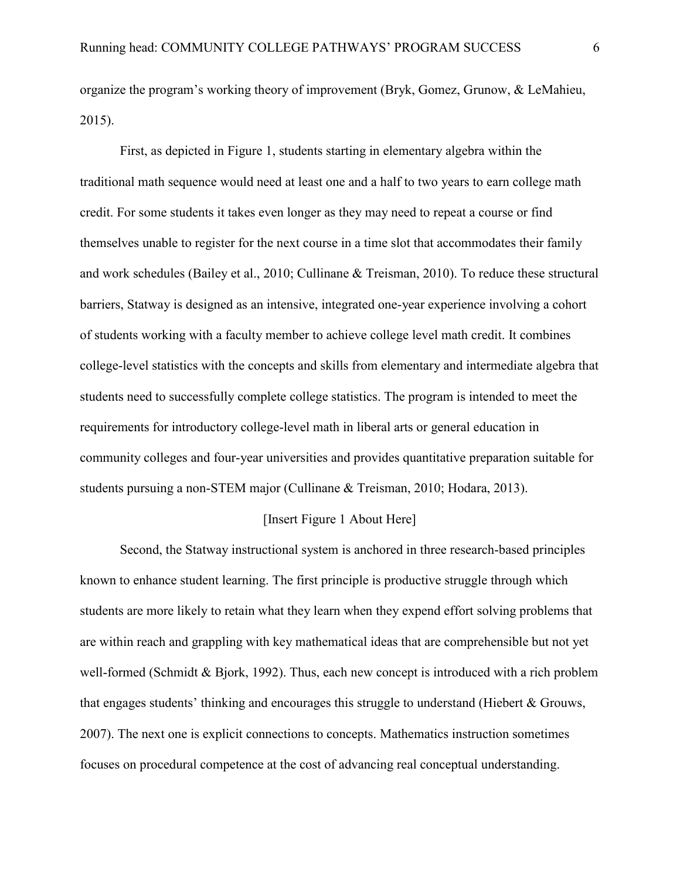organize the program's working theory of improvement (Bryk, Gomez, Grunow, & LeMahieu, 2015).

First, as depicted in Figure 1, students starting in elementary algebra within the traditional math sequence would need at least one and a half to two years to earn college math credit. For some students it takes even longer as they may need to repeat a course or find themselves unable to register for the next course in a time slot that accommodates their family and work schedules (Bailey et al., 2010; Cullinane & Treisman, 2010). To reduce these structural barriers, Statway is designed as an intensive, integrated one-year experience involving a cohort of students working with a faculty member to achieve college level math credit. It combines college-level statistics with the concepts and skills from elementary and intermediate algebra that students need to successfully complete college statistics. The program is intended to meet the requirements for introductory college-level math in liberal arts or general education in community colleges and four-year universities and provides quantitative preparation suitable for students pursuing a non-STEM major (Cullinane & Treisman, 2010; Hodara, 2013).

[Insert Figure 1 About Here]

Second, the Statway instructional system is anchored in three research-based principles known to enhance student learning. The first principle is productive struggle through which students are more likely to retain what they learn when they expend effort solving problems that are within reach and grappling with key mathematical ideas that are comprehensible but not yet well-formed (Schmidt & Bjork, 1992). Thus, each new concept is introduced with a rich problem that engages students' thinking and encourages this struggle to understand (Hiebert & Grouws, 2007). The next one is explicit connections to concepts. Mathematics instruction sometimes focuses on procedural competence at the cost of advancing real conceptual understanding.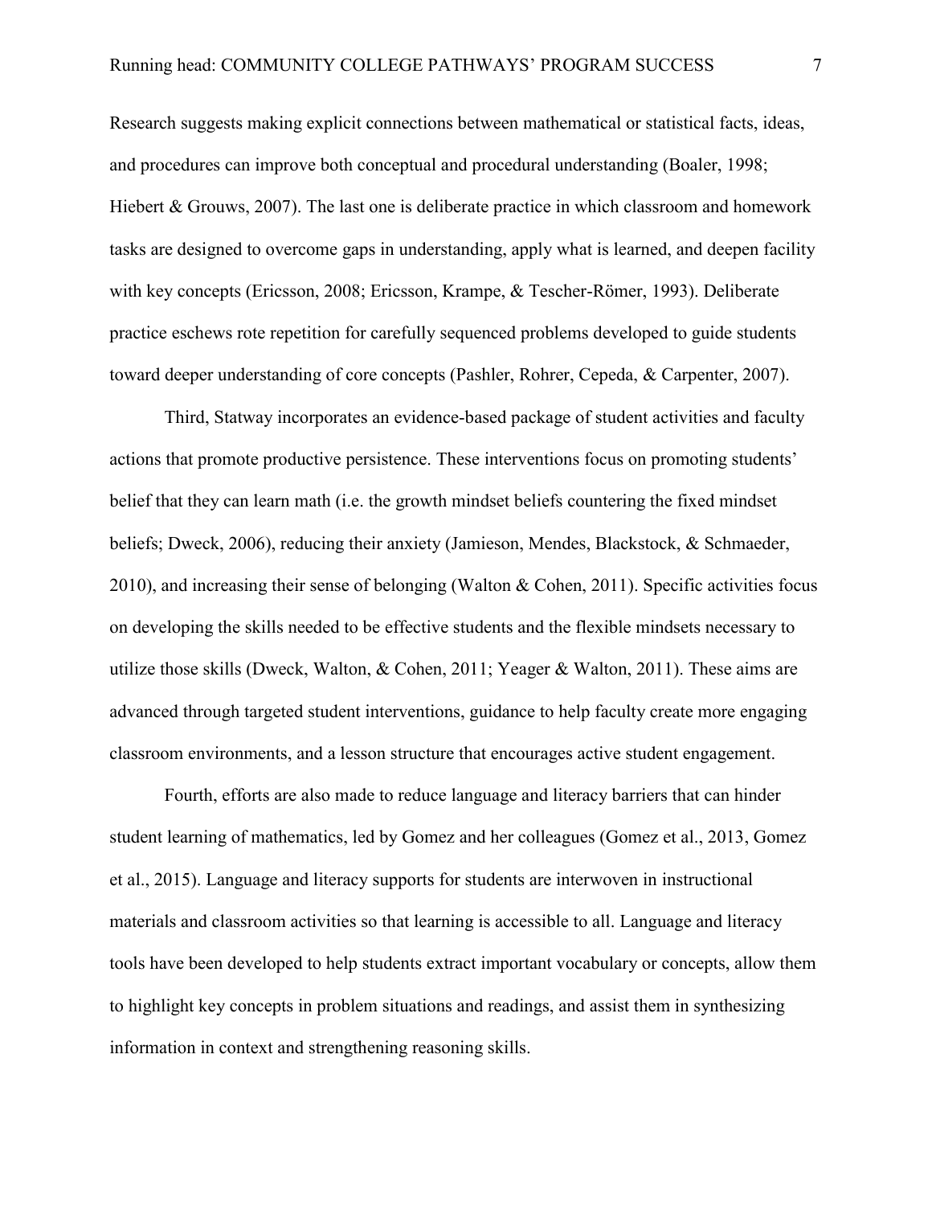Research suggests making explicit connections between mathematical or statistical facts, ideas, and procedures can improve both conceptual and procedural understanding (Boaler, 1998; Hiebert & Grouws, 2007). The last one is deliberate practice in which classroom and homework tasks are designed to overcome gaps in understanding, apply what is learned, and deepen facility with key concepts (Ericsson, 2008; Ericsson, Krampe, & Tescher-Römer, 1993). Deliberate practice eschews rote repetition for carefully sequenced problems developed to guide students toward deeper understanding of core concepts (Pashler, Rohrer, Cepeda, & Carpenter, 2007).

Third, Statway incorporates an evidence-based package of student activities and faculty actions that promote productive persistence. These interventions focus on promoting students' belief that they can learn math (i.e. the growth mindset beliefs countering the fixed mindset beliefs; Dweck, 2006), reducing their anxiety (Jamieson, Mendes, Blackstock, & Schmaeder, 2010), and increasing their sense of belonging (Walton & Cohen, 2011). Specific activities focus on developing the skills needed to be effective students and the flexible mindsets necessary to utilize those skills (Dweck, Walton, & Cohen, 2011; Yeager & Walton, 2011). These aims are advanced through targeted student interventions, guidance to help faculty create more engaging classroom environments, and a lesson structure that encourages active student engagement.

Fourth, efforts are also made to reduce language and literacy barriers that can hinder student learning of mathematics, led by Gomez and her colleagues (Gomez et al., 2013, Gomez et al., 2015). Language and literacy supports for students are interwoven in instructional materials and classroom activities so that learning is accessible to all. Language and literacy tools have been developed to help students extract important vocabulary or concepts, allow them to highlight key concepts in problem situations and readings, and assist them in synthesizing information in context and strengthening reasoning skills.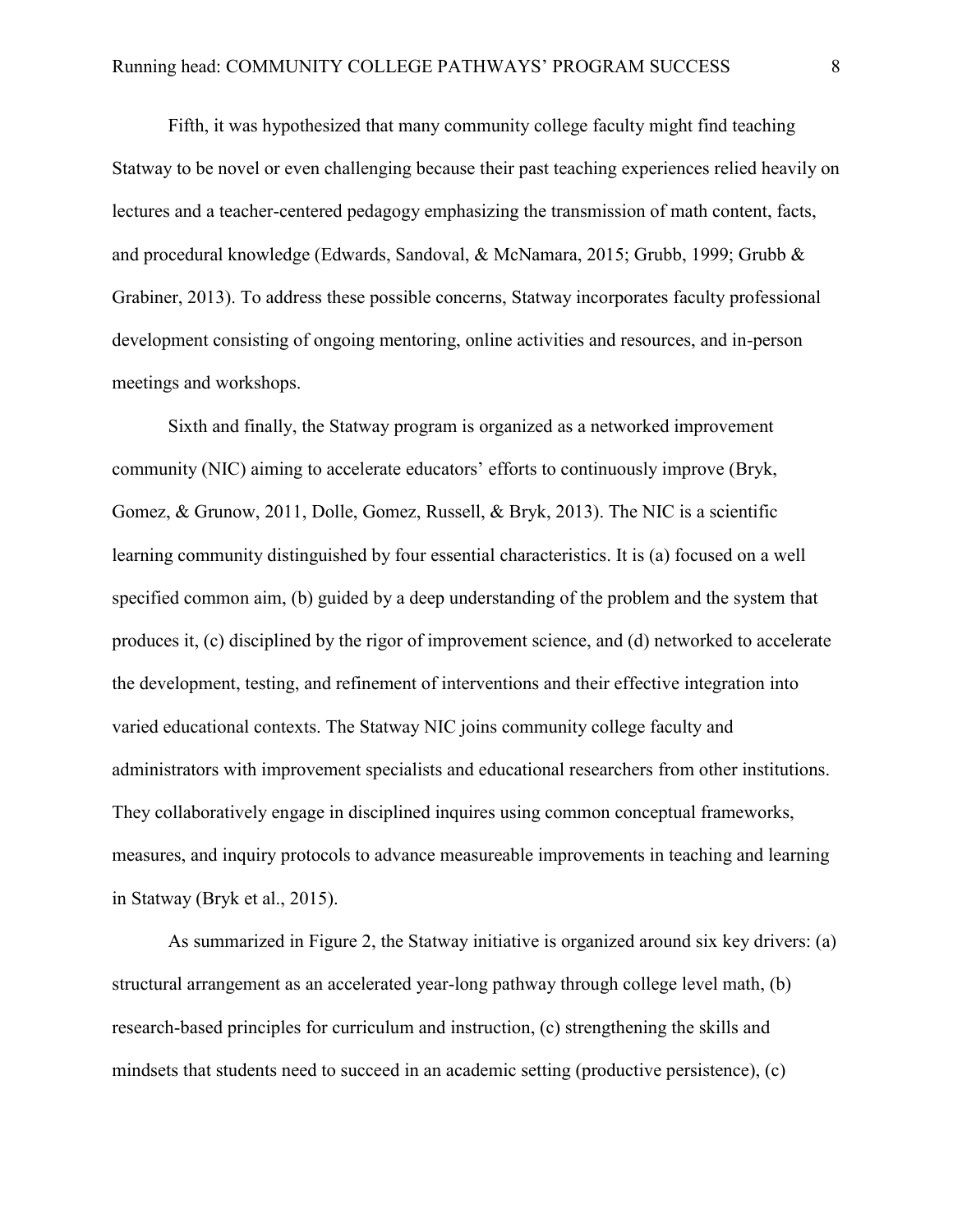Fifth, it was hypothesized that many community college faculty might find teaching Statway to be novel or even challenging because their past teaching experiences relied heavily on lectures and a teacher-centered pedagogy emphasizing the transmission of math content, facts, and procedural knowledge (Edwards, Sandoval, & McNamara, 2015; Grubb, 1999; Grubb & Grabiner, 2013). To address these possible concerns, Statway incorporates faculty professional development consisting of ongoing mentoring, online activities and resources, and in-person meetings and workshops.

Sixth and finally, the Statway program is organized as a networked improvement community (NIC) aiming to accelerate educators' efforts to continuously improve (Bryk, Gomez, & Grunow, 2011, Dolle, Gomez, Russell, & Bryk, 2013). The NIC is a scientific learning community distinguished by four essential characteristics. It is (a) focused on a well specified common aim, (b) guided by a deep understanding of the problem and the system that produces it, (c) disciplined by the rigor of improvement science, and (d) networked to accelerate the development, testing, and refinement of interventions and their effective integration into varied educational contexts. The Statway NIC joins community college faculty and administrators with improvement specialists and educational researchers from other institutions. They collaboratively engage in disciplined inquires using common conceptual frameworks, measures, and inquiry protocols to advance measureable improvements in teaching and learning in Statway (Bryk et al., 2015).

As summarized in Figure 2, the Statway initiative is organized around six key drivers: (a) structural arrangement as an accelerated year-long pathway through college level math, (b) research-based principles for curriculum and instruction, (c) strengthening the skills and mindsets that students need to succeed in an academic setting (productive persistence), (c)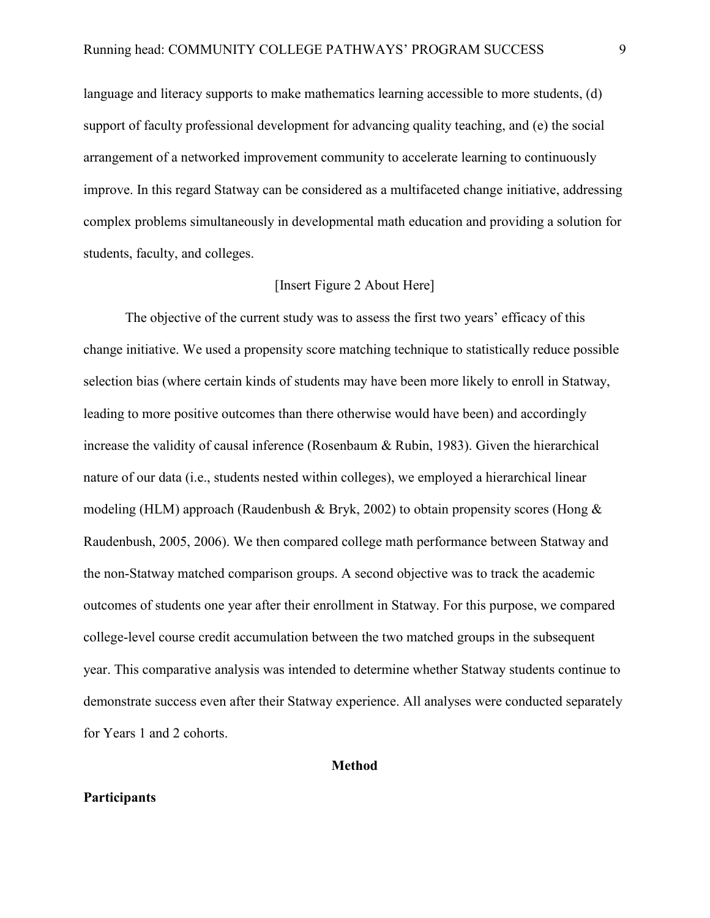language and literacy supports to make mathematics learning accessible to more students, (d) support of faculty professional development for advancing quality teaching, and (e) the social arrangement of a networked improvement community to accelerate learning to continuously improve. In this regard Statway can be considered as a multifaceted change initiative, addressing complex problems simultaneously in developmental math education and providing a solution for students, faculty, and colleges.

[Insert Figure 2 About Here]

The objective of the current study was to assess the first two years' efficacy of this change initiative. We used a propensity score matching technique to statistically reduce possible selection bias (where certain kinds of students may have been more likely to enroll in Statway, leading to more positive outcomes than there otherwise would have been) and accordingly increase the validity of causal inference (Rosenbaum & Rubin, 1983). Given the hierarchical nature of our data (i.e., students nested within colleges), we employed a hierarchical linear modeling (HLM) approach (Raudenbush & Bryk, 2002) to obtain propensity scores (Hong & Raudenbush, 2005, 2006). We then compared college math performance between Statway and the non-Statway matched comparison groups. A second objective was to track the academic outcomes of students one year after their enrollment in Statway. For this purpose, we compared college-level course credit accumulation between the two matched groups in the subsequent year. This comparative analysis was intended to determine whether Statway students continue to demonstrate success even after their Statway experience. All analyses were conducted separately for Years 1 and 2 cohorts.

## Method

### Participants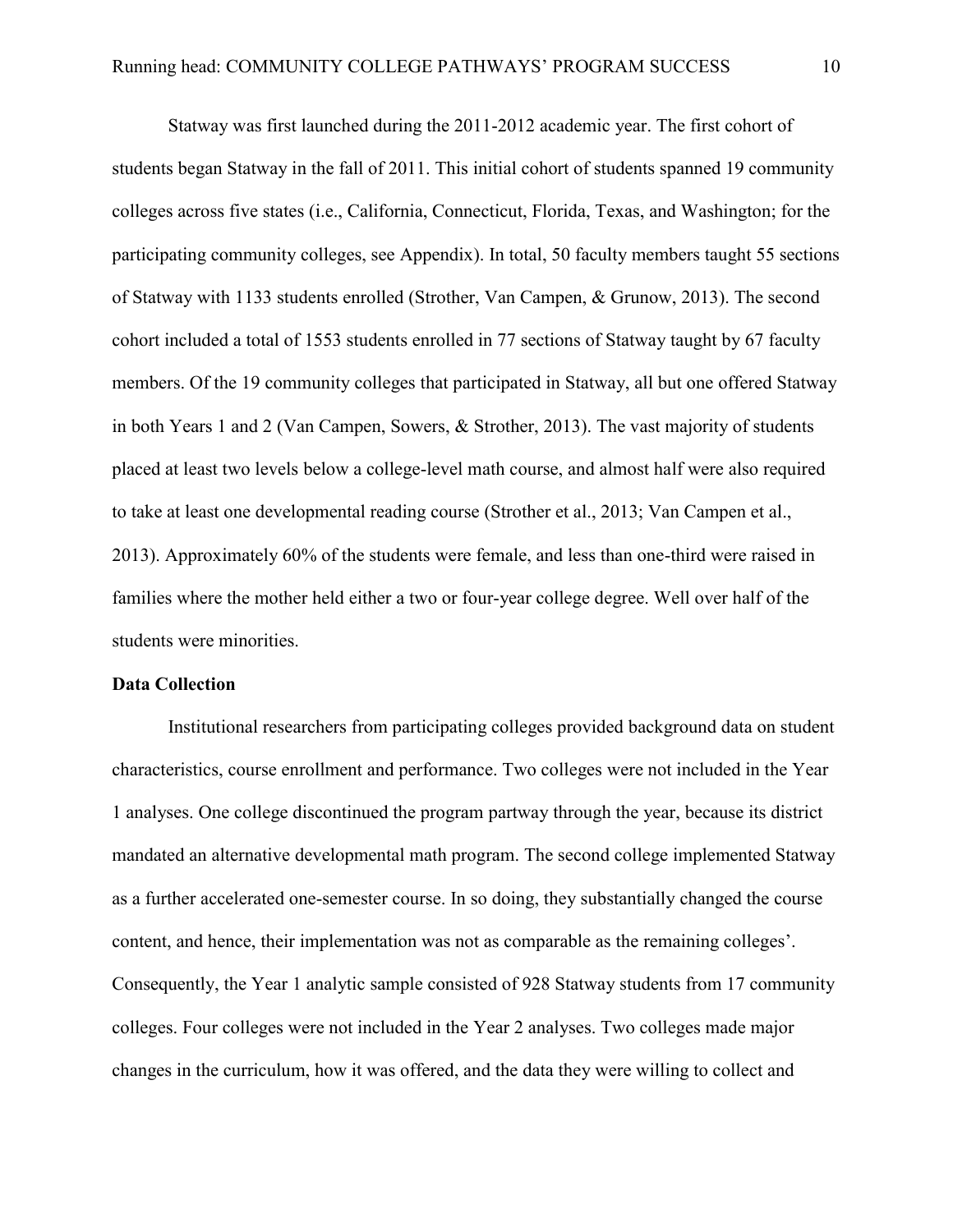Statway was first launched during the 2011-2012 academic year. The first cohort of students began Statway in the fall of 2011. This initial cohort of students spanned 19 community colleges across five states (i.e., California, Connecticut, Florida, Texas, and Washington; for the participating community colleges, see Appendix). In total, 50 faculty members taught 55 sections of Statway with 1133 students enrolled (Strother, Van Campen, & Grunow, 2013). The second cohort included a total of 1553 students enrolled in 77 sections of Statway taught by 67 faculty members. Of the 19 community colleges that participated in Statway, all but one offered Statway in both Years 1 and 2 (Van Campen, Sowers, & Strother, 2013). The vast majority of students placed at least two levels below a college-level math course, and almost half were also required to take at least one developmental reading course (Strother et al., 2013; Van Campen et al., 2013). Approximately 60% of the students were female, and less than one-third were raised in families where the mother held either a two or four-year college degree. Well over half of the students were minorities.

**Data Collection**

Institutional researchers from participating colleges provided background data on student characteristics, course enrollment and performance. Two colleges were not included in the Year 1 analyses. One college discontinued the program partway through the year, because its district mandated an alternative developmental math program. The second college implemented Statway as a further accelerated one-semester course. In so doing, they substantially changed the course content, and hence, their implementation was not as comparable as the remaining colleges'. Consequently, the Year 1 analytic sample consisted of 928 Statway students from 17 community colleges. Four colleges were not included in the Year 2 analyses. Two colleges made major changes in the curriculum, how it was offered, and the data they were willing to collect and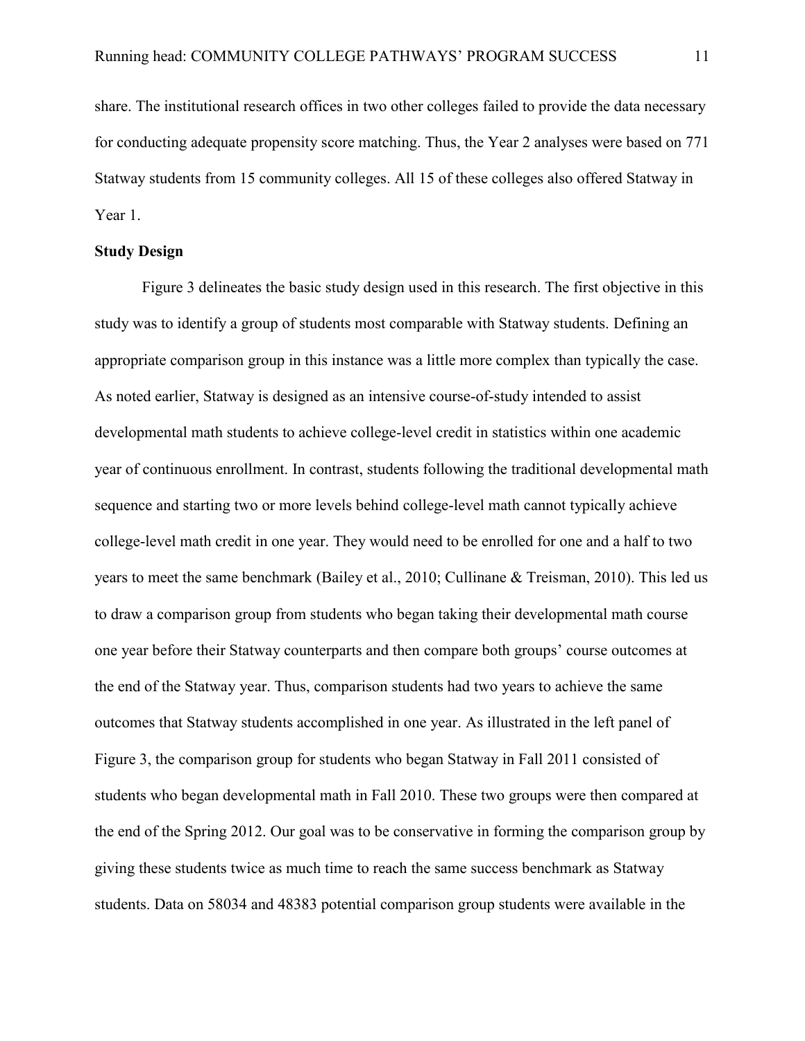share. The institutional research offices in two other colleges failed to provide the data necessary for conducting adequate propensity score matching. Thus, the Year 2 analyses were based on 771 Statway students from 15 community colleges. All 15 of these colleges also offered Statway in Year 1.

**Study Design**

Figure 3 delineates the basic study design used in this research. The first objective in this study was to identify a group of students most comparable with Statway students. Defining an appropriate comparison group in this instance was a little more complex than typically the case. As noted earlier, Statway is designed as an intensive course-of-study intended to assist developmental math students to achieve college-level credit in statistics within one academic year of continuous enrollment. In contrast, students following the traditional developmental math sequence and starting two or more levels behind college-level math cannot typically achieve college-level math credit in one year. They would need to be enrolled for one and a half to two years to meet the same benchmark (Bailey et al., 2010; Cullinane & Treisman, 2010). This led us to draw a comparison group from students who began taking their developmental math course one year before their Statway counterparts and then compare both groups' course outcomes at the end of the Statway year. Thus, comparison students had two years to achieve the same outcomes that Statway students accomplished in one year. As illustrated in the left panel of Figure 3, the comparison group for students who began Statway in Fall 2011 consisted of students who began developmental math in Fall 2010. These two groups were then compared at the end of the Spring 2012. Our goal was to be conservative in forming the comparison group by giving these students twice as much time to reach the same success benchmark as Statway students. Data on 58034 and 48383 potential comparison group students were available in the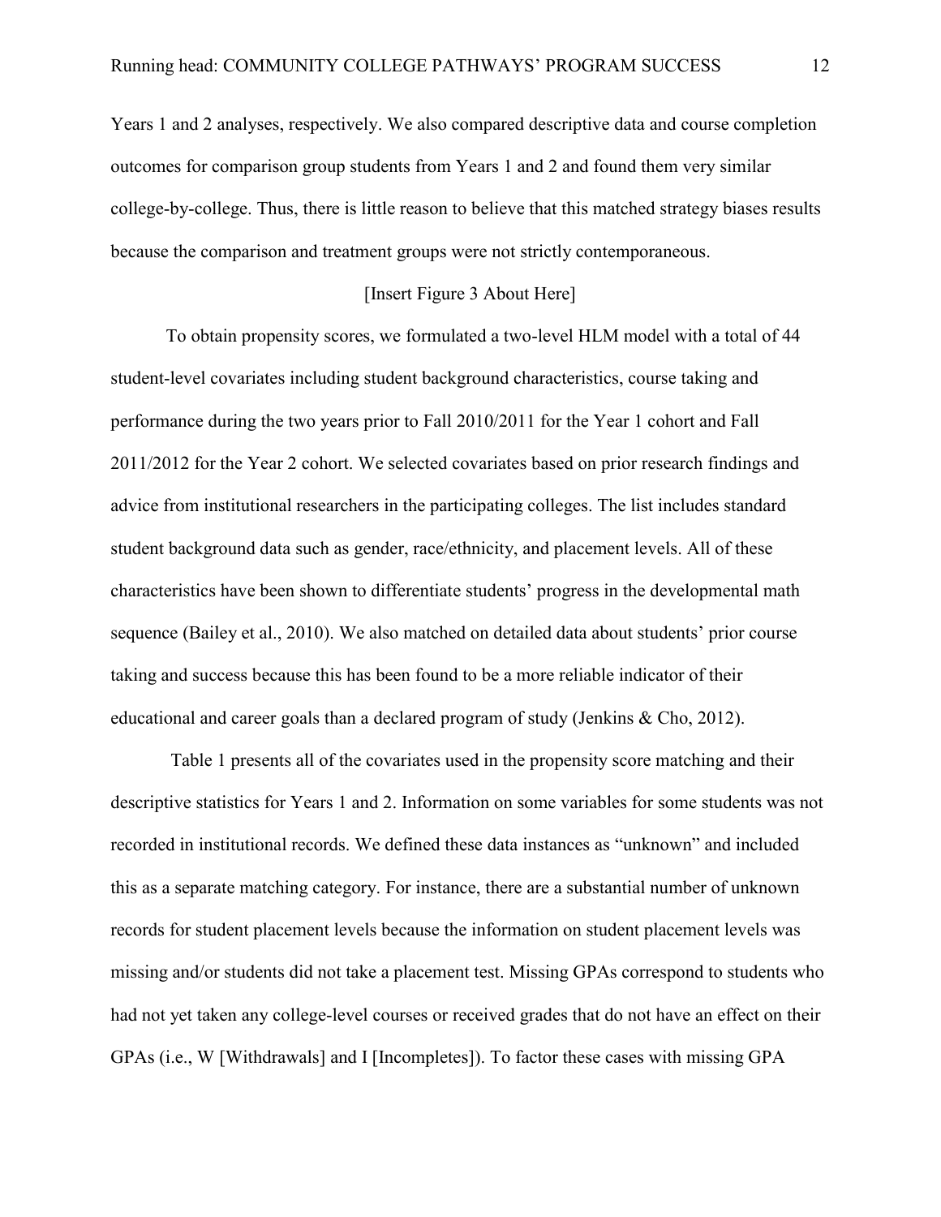Years 1 and 2 analyses, respectively. We also compared descriptive data and course completion outcomes for comparison group students from Years 1 and 2 and found them very similar college-by-college. Thus, there is little reason to believe that this matched strategy biases results because the comparison and treatment groups were not strictly contemporaneous.

[Insert Figure 3 About Here]

To obtain propensity scores, we formulated a two-level HLM model with a total of 44 student-level covariates including student background characteristics, course taking and performance during the two years prior to Fall 2010/2011 for the Year 1 cohort and Fall 2011/2012 for the Year 2 cohort. We selected covariates based on prior research findings and advice from institutional researchers in the participating colleges. The list includes standard student background data such as gender, race/ethnicity, and placement levels. All of these characteristics have been shown to differentiate students' progress in the developmental math sequence (Bailey et al., 2010). We also matched on detailed data about students' prior course taking and success because this has been found to be a more reliable indicator of their educational and career goals than a declared program of study (Jenkins & Cho, 2012).

Table 1 presents all of the covariates used in the propensity score matching and their descriptive statistics for Years 1 and 2. Information on some variables for some students was not recorded in institutional records. We defined these data instances as "unknown" and included this as a separate matching category. For instance, there are a substantial number of unknown records for student placement levels because the information on student placement levels was missing and/or students did not take a placement test. Missing GPAs correspond to students who had not yet taken any college-level courses or received grades that do not have an effect on their GPAs (i.e., W [Withdrawals] and I [Incompletes]). To factor these cases with missing GPA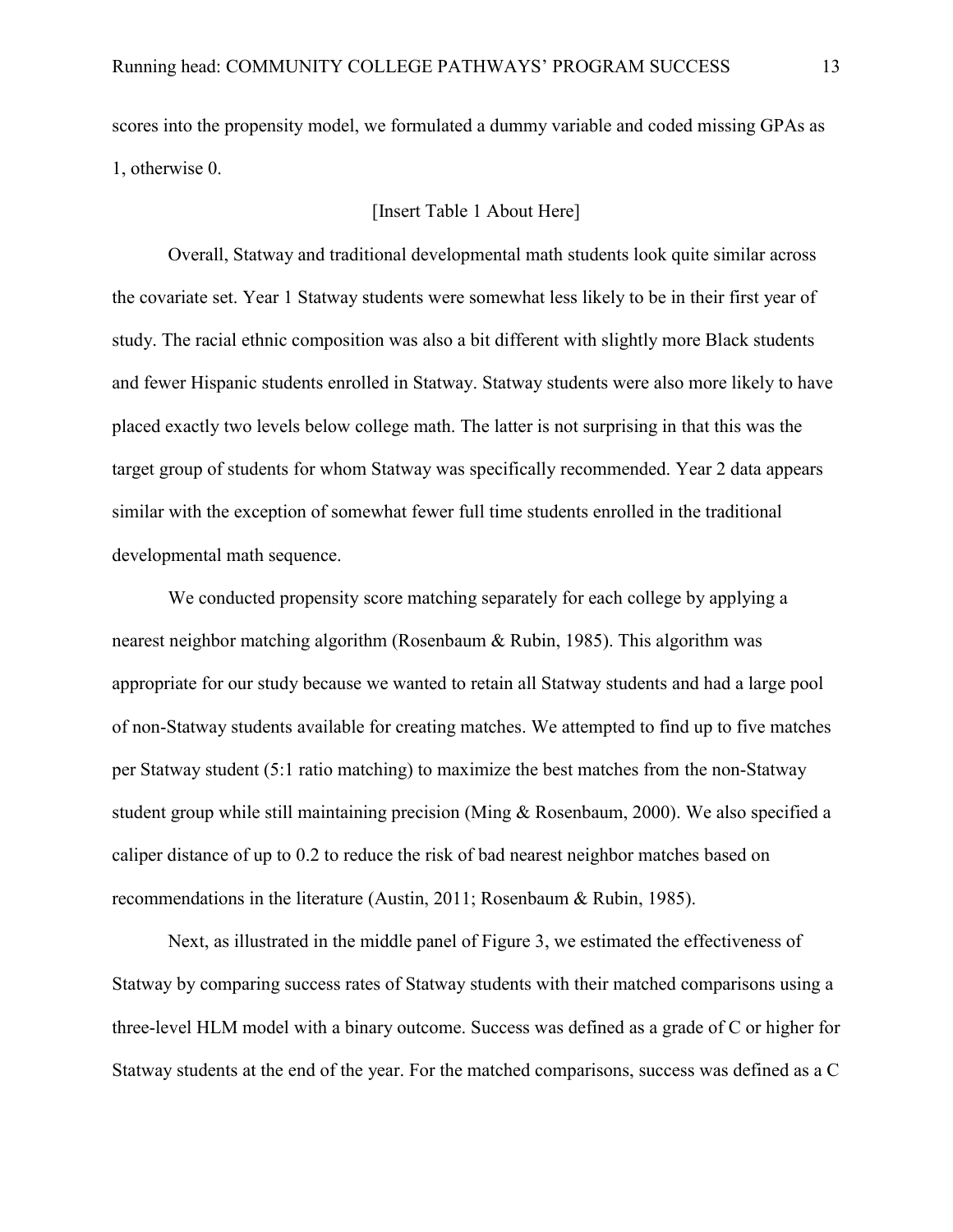scores into the propensity model, we formulated a dummy variable and coded missing GPAs as 1, otherwise 0.

[Insert Table 1 About Here]

Overall, Statway and traditional developmental math students look quite similar across the covariate set. Year 1 Statway students were somewhat less likely to be in their first year of study. The racial ethnic composition was also a bit different with slightly more Black students and fewer Hispanic students enrolled in Statway. Statway students were also more likely to have placed exactly two levels below college math. The latter is not surprising in that this was the target group of students for whom Statway was specifically recommended. Year 2 data appears similar with the exception of somewhat fewer full time students enrolled in the traditional developmental math sequence.

We conducted propensity score matching separately for each college by applying a nearest neighbor matching algorithm (Rosenbaum & Rubin, 1985). This algorithm was appropriate for our study because we wanted to retain all Statway students and had a large pool of non-Statway students available for creating matches. We attempted to find up to five matches per Statway student (5:1 ratio matching) to maximize the best matches from the non-Statway student group while still maintaining precision (Ming & Rosenbaum, 2000). We also specified a caliper distance of up to 0.2 to reduce the risk of bad nearest neighbor matches based on recommendations in the literature (Austin, 2011; Rosenbaum & Rubin, 1985).

Next, as illustrated in the middle panel of Figure 3, we estimated the effectiveness of Statway by comparing success rates of Statway students with their matched comparisons using a three-level HLM model with a binary outcome. Success was defined as a grade of C or higher for Statway students at the end of the year. For the matched comparisons, success was defined as a C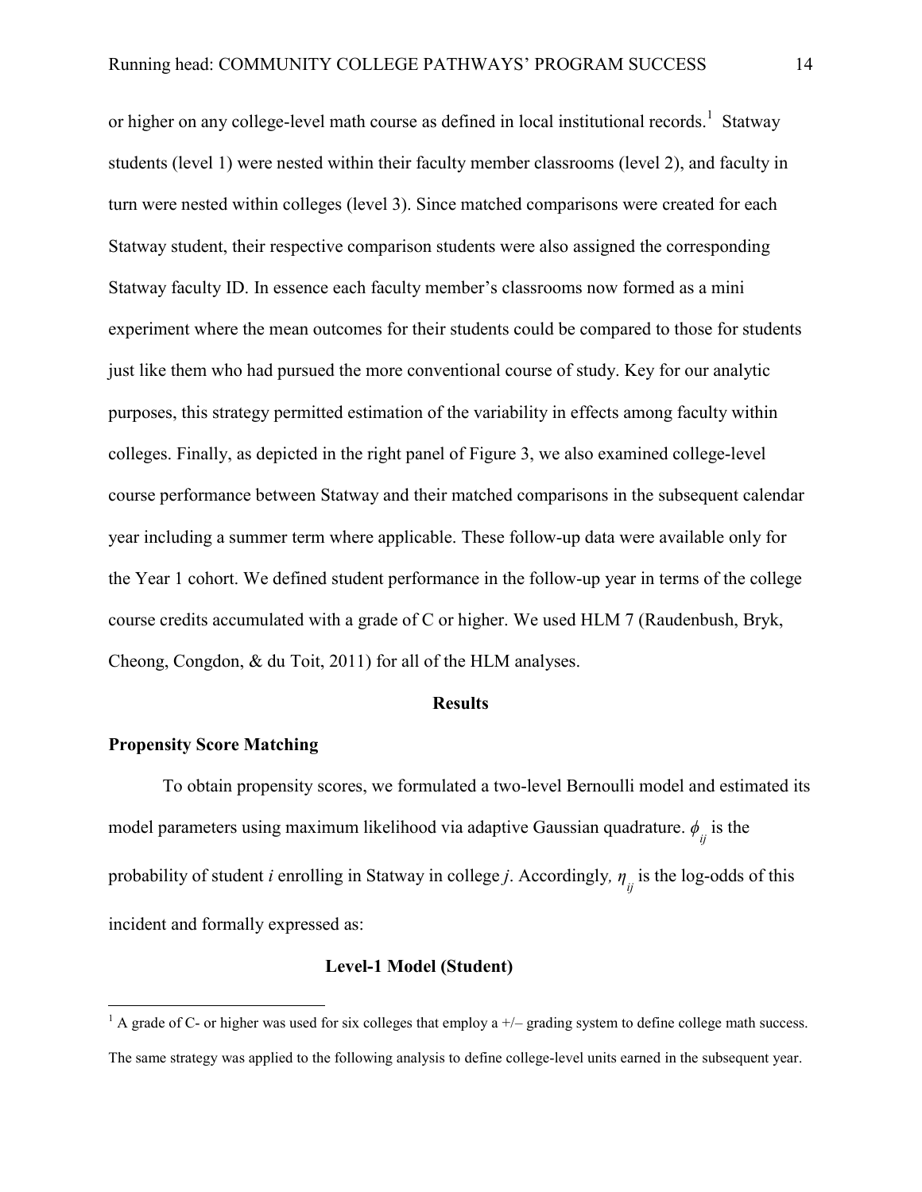or higher on any college-level math course as defined in local institutional records.[1] Statway students (level 1) were nested within their faculty member classrooms (level 2), and faculty in turn were nested within colleges (level 3). Since matched comparisons were created for each Statway student, their respective comparison students were also assigned the corresponding Statway faculty ID. In essence each faculty member's classrooms now formed as a mini experiment where the mean outcomes for their students could be compared to those for students just like them who had pursued the more conventional course of study. Key for our analytic purposes, this strategy permitted estimation of the variability in effects among faculty within colleges. Finally, as depicted in the right panel of Figure 3, we also examined college-level course performance between Statway and their matched comparisons in the subsequent calendar year including a summer term where applicable. These follow-up data were available only for the Year 1 cohort. We defined student performance in the follow-up year in terms of the college course credits accumulated with a grade of C or higher. We used HLM 7 (Raudenbush, Bryk, Cheong, Congdon, & du Toit, 2011) for all of the HLM analyses.

## Results

### Propensity Score Matching

To obtain propensity scores, we formulated a two-level Bernoulli model and estimated its model parameters using maximum likelihood via adaptive Gaussian quadrature. $\phi_{ij}$ is the probability of student *i* enrolling in Statway in college *j*. Accordingly, $\eta_{ij}$ is the log-odds of this incident and formally expressed as:

**Level-1 Model (Student)**

---

[1] A grade of C- or higher was used for six colleges that employ a +/– grading system to define college math success. The same strategy was applied to the following analysis to define college-level units earned in the subsequent year.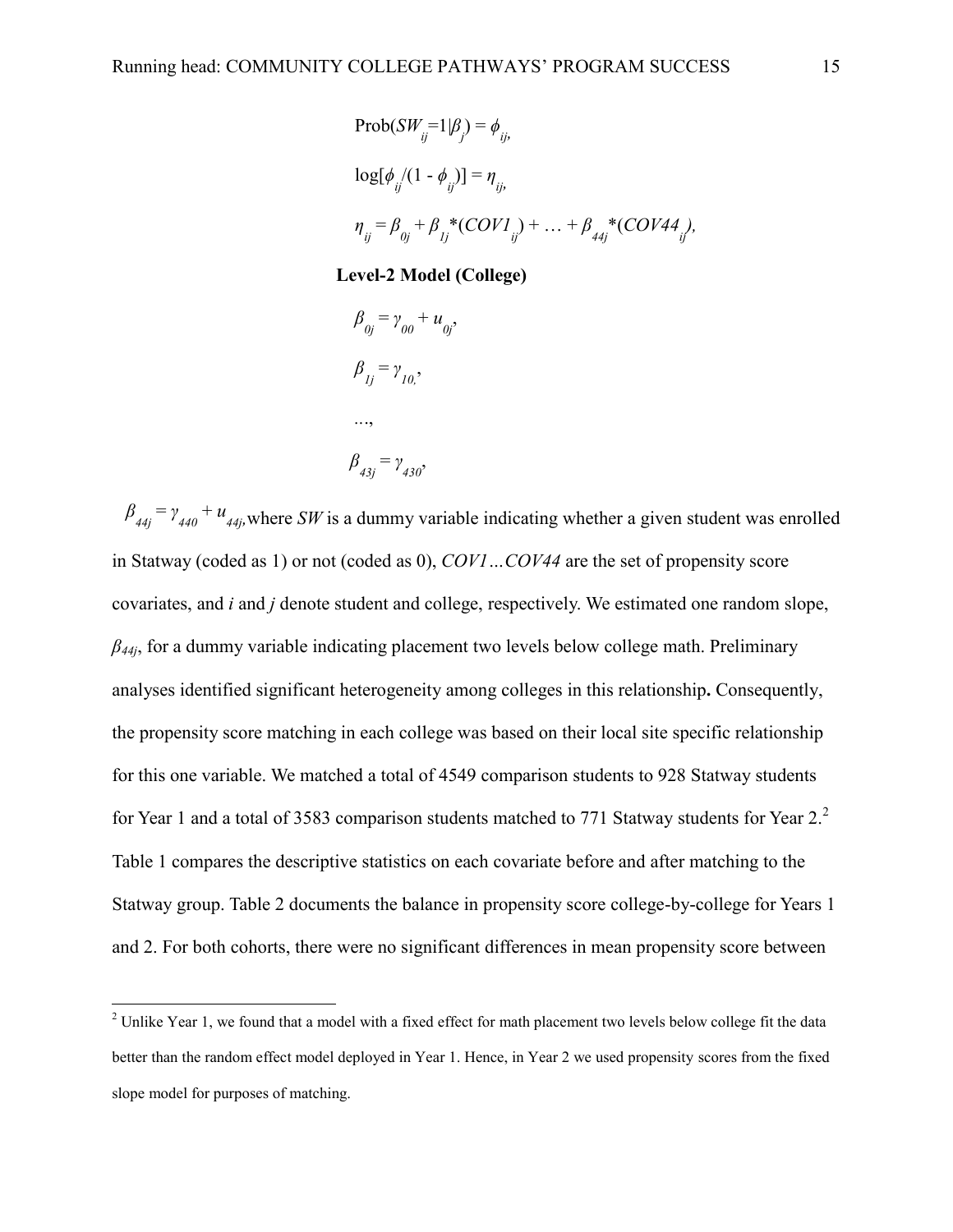$$\text{Prob}(SW_{ij}=1|\beta_j) = \phi_{ij},$$

$$\log[\phi_{ij}/(1 - \phi_{ij})] = \eta_{ij},$$

$$\eta_{ij} = \beta_{0j} + \beta_{1j}*(COV1_{ij}) + \ldots + \beta_{44j}*(COV44_{ij}),$$

**Level-2 Model (College)**

$$\beta_{0j} = \gamma_{00} + u_{0j},$$

$$\beta_{1j} = \gamma_{10},$$

$$\ldots,$$

$$\beta_{43j} = \gamma_{430},$$

$\beta_{44j} = \gamma_{440} + u_{44j},$ where *SW* is a dummy variable indicating whether a given student was enrolled in Statway (coded as 1) or not (coded as 0), *COV1…COV44* are the set of propensity score covariates, and *i* and *j* denote student and college, respectively. We estimated one random slope, $\beta_{44j}$, for a dummy variable indicating placement two levels below college math. Preliminary analyses identified significant heterogeneity among colleges in this relationship**.** Consequently, the propensity score matching in each college was based on their local site specific relationship for this one variable. We matched a total of 4549 comparison students to 928 Statway students for Year 1 and a total of 3583 comparison students matched to 771 Statway students for Year 2.[2] Table 1 compares the descriptive statistics on each covariate before and after matching to the Statway group. Table 2 documents the balance in propensity score college-by-college for Years 1 and 2. For both cohorts, there were no significant differences in mean propensity score between

---

[2] Unlike Year 1, we found that a model with a fixed effect for math placement two levels below college fit the data better than the random effect model deployed in Year 1. Hence, in Year 2 we used propensity scores from the fixed slope model for purposes of matching.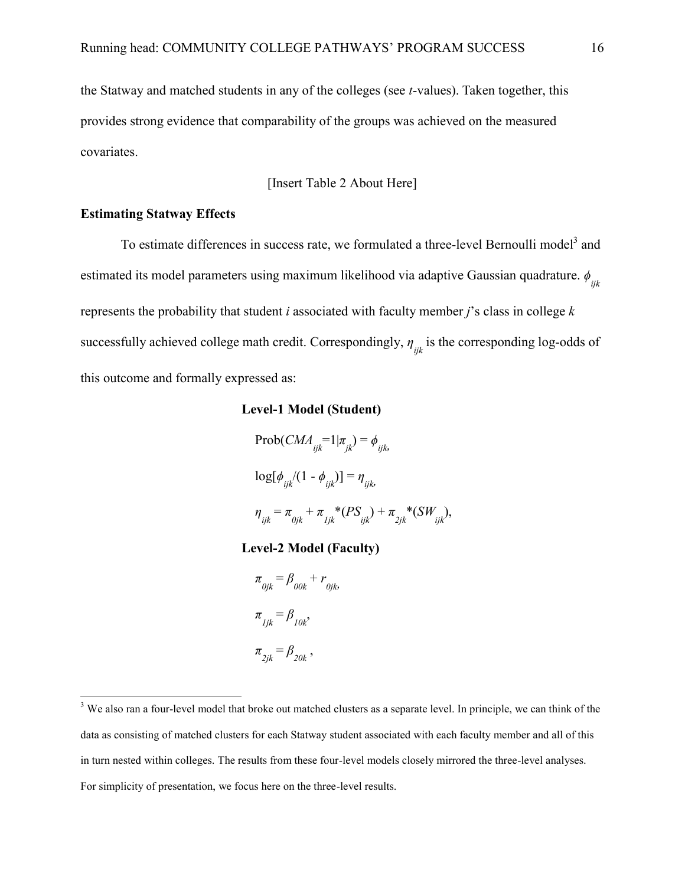the Statway and matched students in any of the colleges (see *t*-values). Taken together, this provides strong evidence that comparability of the groups was achieved on the measured covariates.

[Insert Table 2 About Here]

### Estimating Statway Effects

To estimate differences in success rate, we formulated a three-level Bernoulli model[3] and estimated its model parameters using maximum likelihood via adaptive Gaussian quadrature. $\phi_{ijk}$ represents the probability that student *i* associated with faculty member *j*'s class in college *k* successfully achieved college math credit. Correspondingly, $\eta_{ijk}$ is the corresponding log-odds of this outcome and formally expressed as:

**Level-1 Model (Student)**

$$\text{Prob}(CMA_{ijk}=1|\pi_{jk}) = \phi_{ijk},$$

$$\log[\phi_{ijk}/(1 - \phi_{ijk})] = \eta_{ijk},$$

$$\eta_{ijk} = \pi_{0jk} + \pi_{1jk}*(PS_{ijk}) + \pi_{2jk}*(SW_{ijk}),$$

**Level-2 Model (Faculty)**

$$\pi_{0jk} = \beta_{00k} + r_{0jk},$$

$$\pi_{1jk} = \beta_{10k},$$

$$\pi_{2jk} = \beta_{20k},$$

[3] We also ran a four-level model that broke out matched clusters as a separate level. In principle, we can think of the data as consisting of matched clusters for each Statway student associated with each faculty member and all of this in turn nested within colleges. The results from these four-level models closely mirrored the three-level analyses. For simplicity of presentation, we focus here on the three-level results.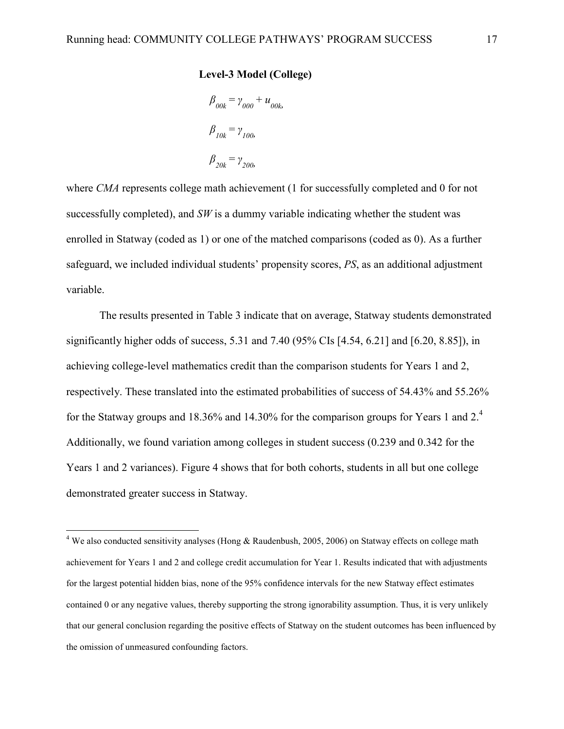**Level-3 Model (College)**

$$\beta_{00k} = \gamma_{000} + u_{00k},$$

$$\beta_{10k} = \gamma_{100},$$

$$\beta_{20k} = \gamma_{200},$$

where *CMA* represents college math achievement (1 for successfully completed and 0 for not successfully completed), and *SW* is a dummy variable indicating whether the student was enrolled in Statway (coded as 1) or one of the matched comparisons (coded as 0). As a further safeguard, we included individual students' propensity scores, *PS*, as an additional adjustment variable.

The results presented in Table 3 indicate that on average, Statway students demonstrated significantly higher odds of success, 5.31 and 7.40 (95% CIs [4.54, 6.21] and [6.20, 8.85]), in achieving college-level mathematics credit than the comparison students for Years 1 and 2, respectively. These translated into the estimated probabilities of success of 54.43% and 55.26% for the Statway groups and 18.36% and 14.30% for the comparison groups for Years 1 and 2.[4] Additionally, we found variation among colleges in student success (0.239 and 0.342 for the Years 1 and 2 variances). Figure 4 shows that for both cohorts, students in all but one college demonstrated greater success in Statway.

---

[4] We also conducted sensitivity analyses (Hong & Raudenbush, 2005, 2006) on Statway effects on college math achievement for Years 1 and 2 and college credit accumulation for Year 1. Results indicated that with adjustments for the largest potential hidden bias, none of the 95% confidence intervals for the new Statway effect estimates contained 0 or any negative values, thereby supporting the strong ignorability assumption. Thus, it is very unlikely that our general conclusion regarding the positive effects of Statway on the student outcomes has been influenced by the omission of unmeasured confounding factors.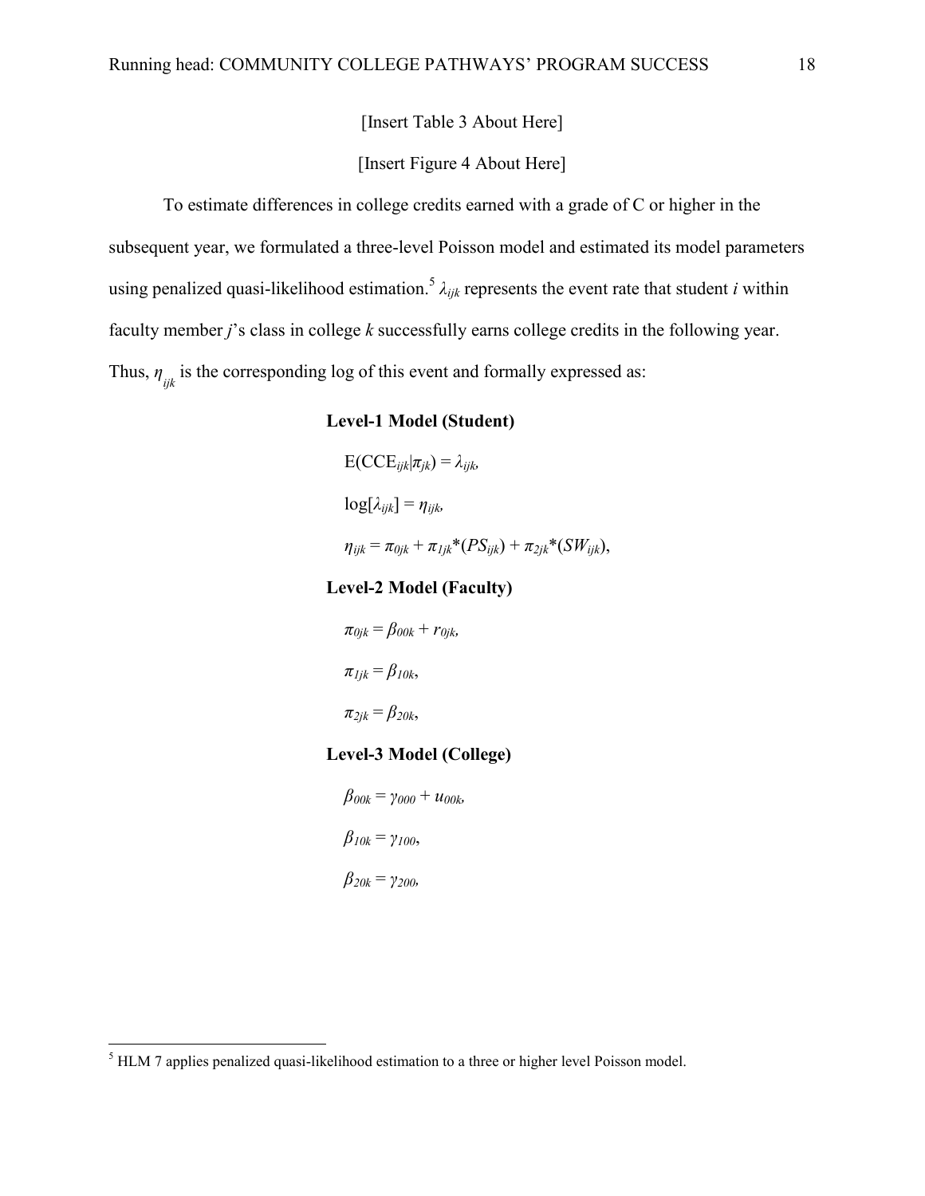[Insert Table 3 About Here]

[Insert Figure 4 About Here]

To estimate differences in college credits earned with a grade of C or higher in the subsequent year, we formulated a three-level Poisson model and estimated its model parameters using penalized quasi-likelihood estimation.[5] $\lambda_{ijk}$ represents the event rate that student *i* within faculty member *j*'s class in college *k* successfully earns college credits in the following year. Thus, $\eta_{ijk}$ is the corresponding log of this event and formally expressed as:

**Level-1 Model (Student)**

$$E(CCE_{ijk}|\pi_{jk}) = \lambda_{ijk},$$

$$\log[\lambda_{ijk}] = \eta_{ijk},$$

$$\eta_{ijk} = \pi_{0jk} + \pi_{1jk}*(PS_{ijk}) + \pi_{2jk}*(SW_{ijk}),$$

**Level-2 Model (Faculty)**

$$\pi_{0jk} = \beta_{00k} + r_{0jk},$$

$$\pi_{1jk} = \beta_{10k},$$

$$\pi_{2jk} = \beta_{20k},$$

**Level-3 Model (College)**

$$\beta_{00k} = \gamma_{000} + u_{00k},$$

$$\beta_{10k} = \gamma_{100},$$

$$\beta_{20k} = \gamma_{200},$$

[5] HLM 7 applies penalized quasi-likelihood estimation to a three or higher level Poisson model.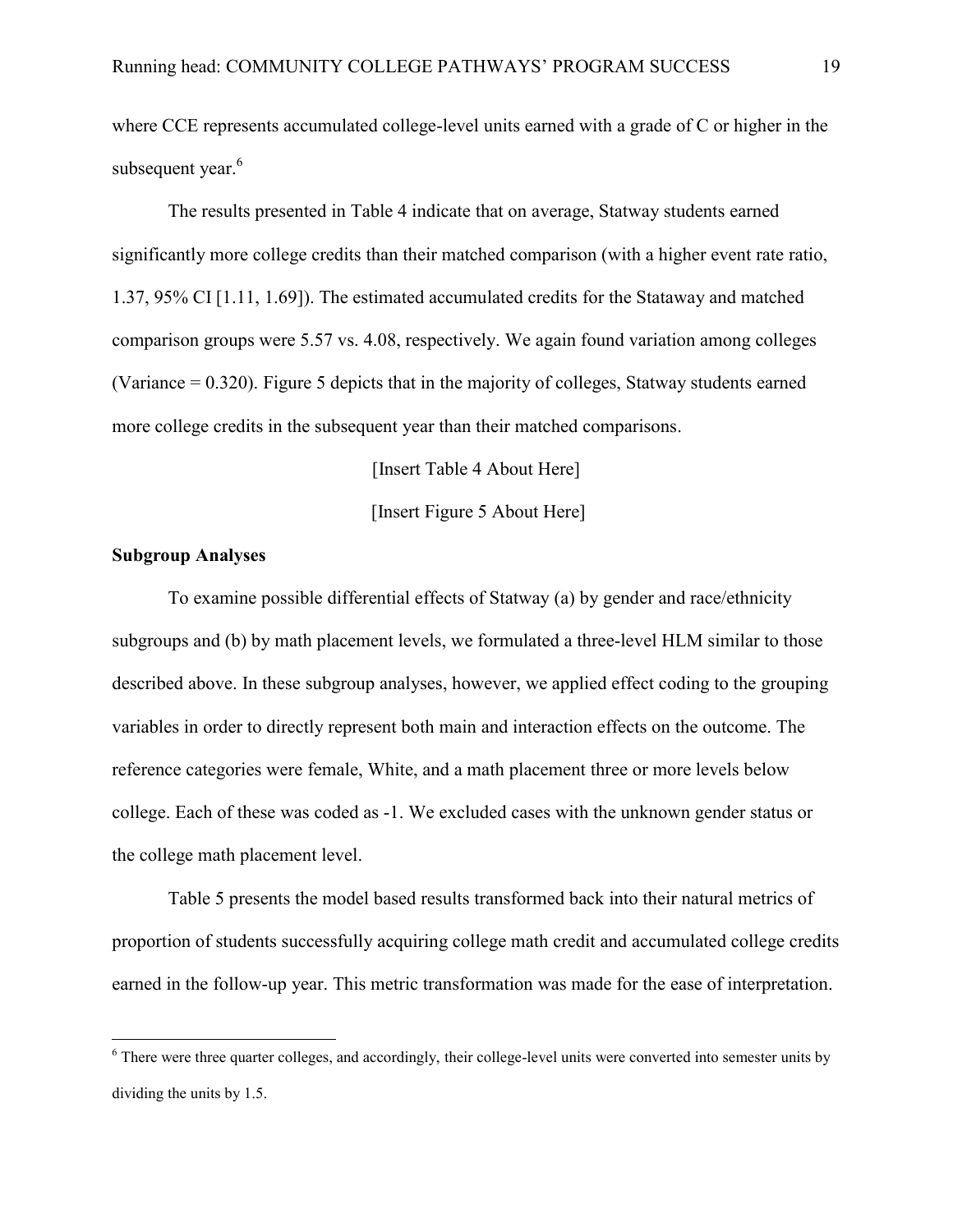where CCE represents accumulated college-level units earned with a grade of C or higher in the subsequent year.[6]

The results presented in Table 4 indicate that on average, Statway students earned significantly more college credits than their matched comparison (with a higher event rate ratio, 1.37, 95% CI [1.11, 1.69]). The estimated accumulated credits for the Stataway and matched comparison groups were 5.57 vs. 4.08, respectively. We again found variation among colleges (Variance = 0.320). Figure 5 depicts that in the majority of colleges, Statway students earned more college credits in the subsequent year than their matched comparisons.

[Insert Table 4 About Here]

[Insert Figure 5 About Here]

**Subgroup Analyses**

To examine possible differential effects of Statway (a) by gender and race/ethnicity subgroups and (b) by math placement levels, we formulated a three-level HLM similar to those described above. In these subgroup analyses, however, we applied effect coding to the grouping variables in order to directly represent both main and interaction effects on the outcome. The reference categories were female, White, and a math placement three or more levels below college. Each of these was coded as -1. We excluded cases with the unknown gender status or the college math placement level.

Table 5 presents the model based results transformed back into their natural metrics of proportion of students successfully acquiring college math credit and accumulated college credits earned in the follow-up year. This metric transformation was made for the ease of interpretation.

---

[6] There were three quarter colleges, and accordingly, their college-level units were converted into semester units by dividing the units by 1.5.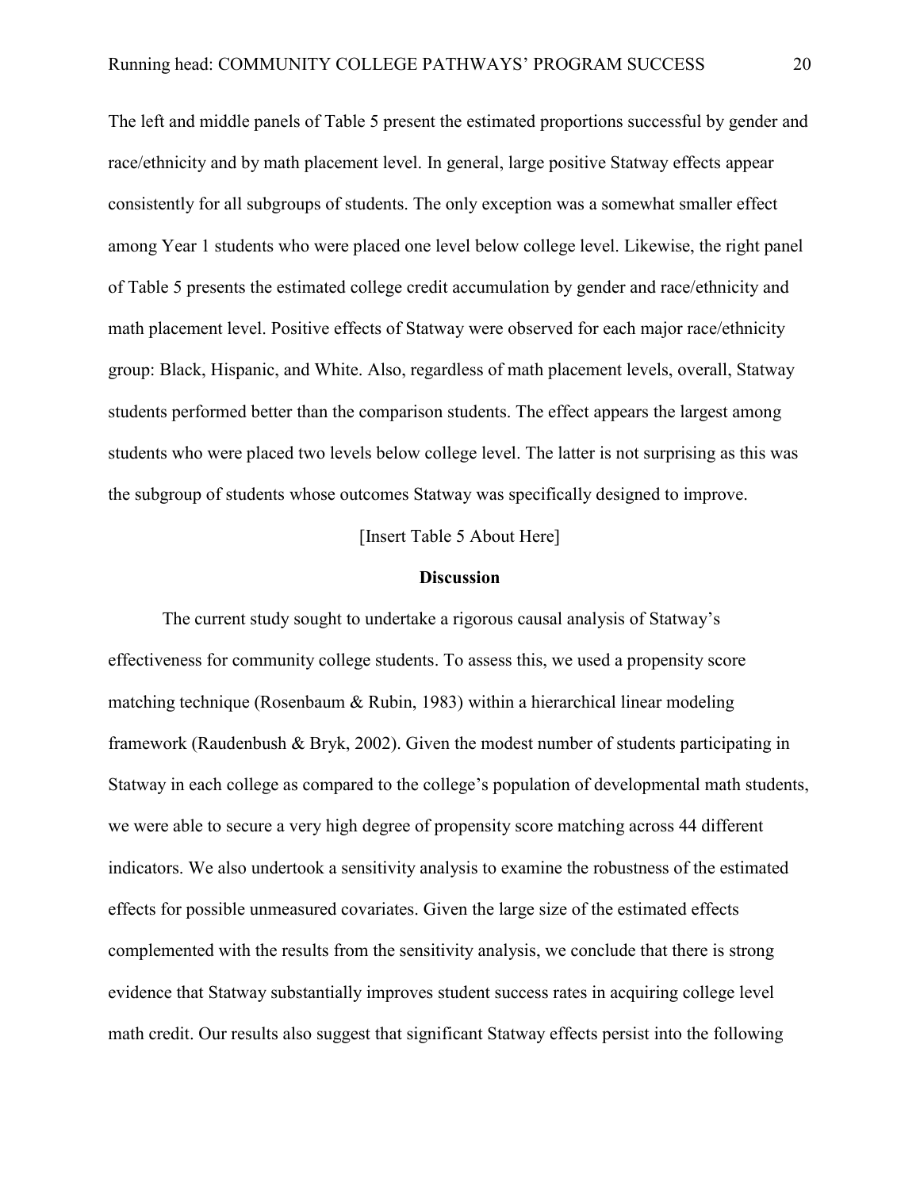The left and middle panels of Table 5 present the estimated proportions successful by gender and race/ethnicity and by math placement level. In general, large positive Statway effects appear consistently for all subgroups of students. The only exception was a somewhat smaller effect among Year 1 students who were placed one level below college level. Likewise, the right panel of Table 5 presents the estimated college credit accumulation by gender and race/ethnicity and math placement level. Positive effects of Statway were observed for each major race/ethnicity group: Black, Hispanic, and White. Also, regardless of math placement levels, overall, Statway students performed better than the comparison students. The effect appears the largest among students who were placed two levels below college level. The latter is not surprising as this was the subgroup of students whose outcomes Statway was specifically designed to improve.

[Insert Table 5 About Here]

## Discussion

The current study sought to undertake a rigorous causal analysis of Statway's effectiveness for community college students. To assess this, we used a propensity score matching technique (Rosenbaum & Rubin, 1983) within a hierarchical linear modeling framework (Raudenbush & Bryk, 2002). Given the modest number of students participating in Statway in each college as compared to the college's population of developmental math students, we were able to secure a very high degree of propensity score matching across 44 different indicators. We also undertook a sensitivity analysis to examine the robustness of the estimated effects for possible unmeasured covariates. Given the large size of the estimated effects complemented with the results from the sensitivity analysis, we conclude that there is strong evidence that Statway substantially improves student success rates in acquiring college level math credit. Our results also suggest that significant Statway effects persist into the following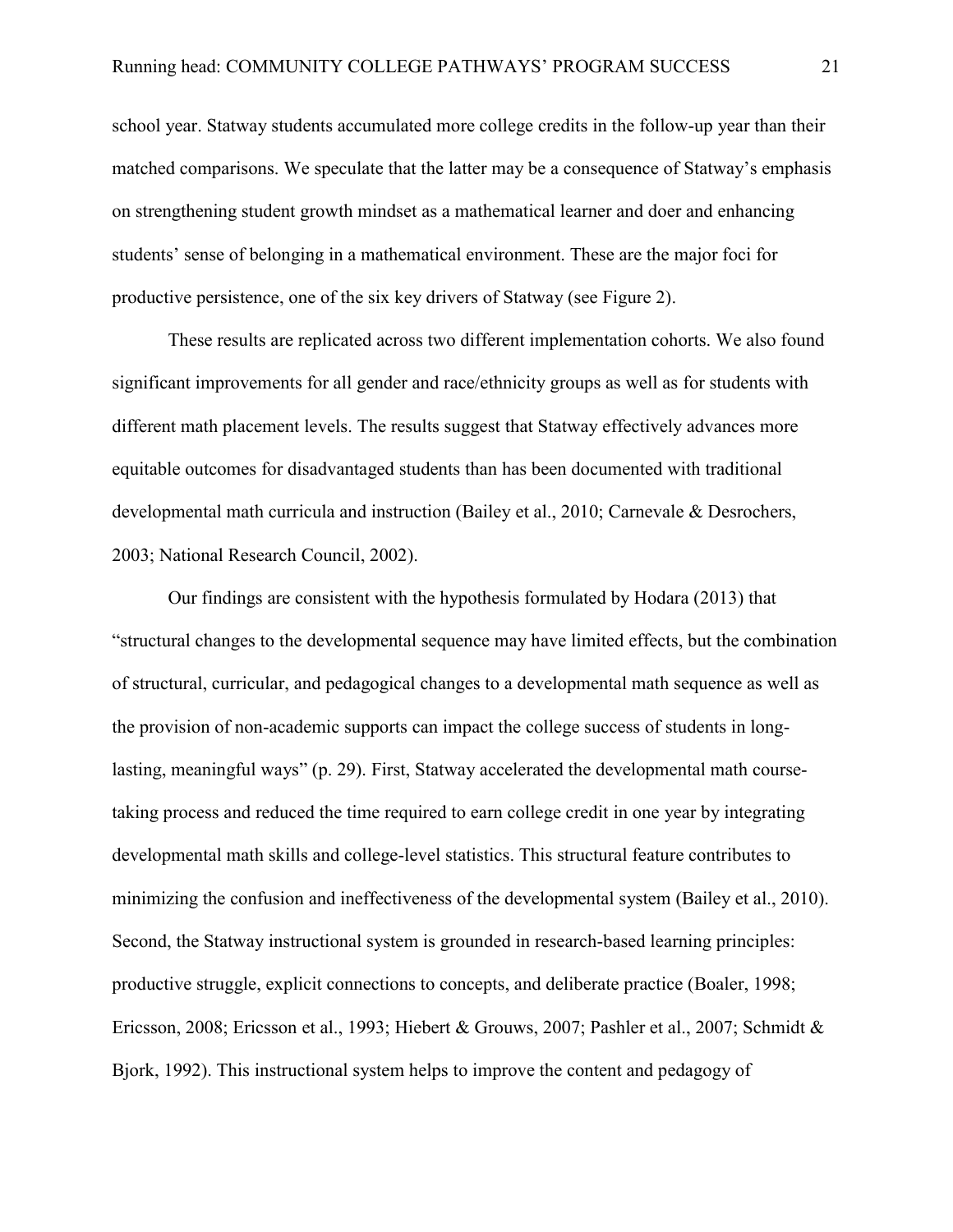school year. Statway students accumulated more college credits in the follow-up year than their matched comparisons. We speculate that the latter may be a consequence of Statway's emphasis on strengthening student growth mindset as a mathematical learner and doer and enhancing students' sense of belonging in a mathematical environment. These are the major foci for productive persistence, one of the six key drivers of Statway (see Figure 2).

These results are replicated across two different implementation cohorts. We also found significant improvements for all gender and race/ethnicity groups as well as for students with different math placement levels. The results suggest that Statway effectively advances more equitable outcomes for disadvantaged students than has been documented with traditional developmental math curricula and instruction (Bailey et al., 2010; Carnevale & Desrochers, 2003; National Research Council, 2002).

Our findings are consistent with the hypothesis formulated by Hodara (2013) that "structural changes to the developmental sequence may have limited effects, but the combination of structural, curricular, and pedagogical changes to a developmental math sequence as well as the provision of non-academic supports can impact the college success of students in long-lasting, meaningful ways" (p. 29). First, Statway accelerated the developmental math course-taking process and reduced the time required to earn college credit in one year by integrating developmental math skills and college-level statistics. This structural feature contributes to minimizing the confusion and ineffectiveness of the developmental system (Bailey et al., 2010). Second, the Statway instructional system is grounded in research-based learning principles: productive struggle, explicit connections to concepts, and deliberate practice (Boaler, 1998; Ericsson, 2008; Ericsson et al., 1993; Hiebert & Grouws, 2007; Pashler et al., 2007; Schmidt & Bjork, 1992). This instructional system helps to improve the content and pedagogy of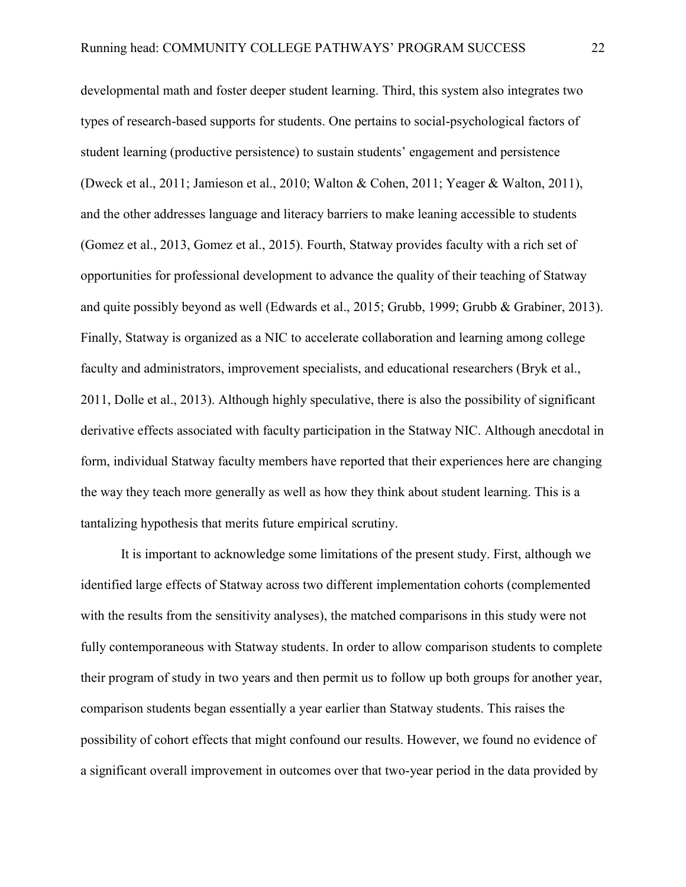developmental math and foster deeper student learning. Third, this system also integrates two types of research-based supports for students. One pertains to social-psychological factors of student learning (productive persistence) to sustain students' engagement and persistence (Dweck et al., 2011; Jamieson et al., 2010; Walton & Cohen, 2011; Yeager & Walton, 2011), and the other addresses language and literacy barriers to make leaning accessible to students (Gomez et al., 2013, Gomez et al., 2015). Fourth, Statway provides faculty with a rich set of opportunities for professional development to advance the quality of their teaching of Statway and quite possibly beyond as well (Edwards et al., 2015; Grubb, 1999; Grubb & Grabiner, 2013). Finally, Statway is organized as a NIC to accelerate collaboration and learning among college faculty and administrators, improvement specialists, and educational researchers (Bryk et al., 2011, Dolle et al., 2013). Although highly speculative, there is also the possibility of significant derivative effects associated with faculty participation in the Statway NIC. Although anecdotal in form, individual Statway faculty members have reported that their experiences here are changing the way they teach more generally as well as how they think about student learning. This is a tantalizing hypothesis that merits future empirical scrutiny.

It is important to acknowledge some limitations of the present study. First, although we identified large effects of Statway across two different implementation cohorts (complemented with the results from the sensitivity analyses), the matched comparisons in this study were not fully contemporaneous with Statway students. In order to allow comparison students to complete their program of study in two years and then permit us to follow up both groups for another year, comparison students began essentially a year earlier than Statway students. This raises the possibility of cohort effects that might confound our results. However, we found no evidence of a significant overall improvement in outcomes over that two-year period in the data provided by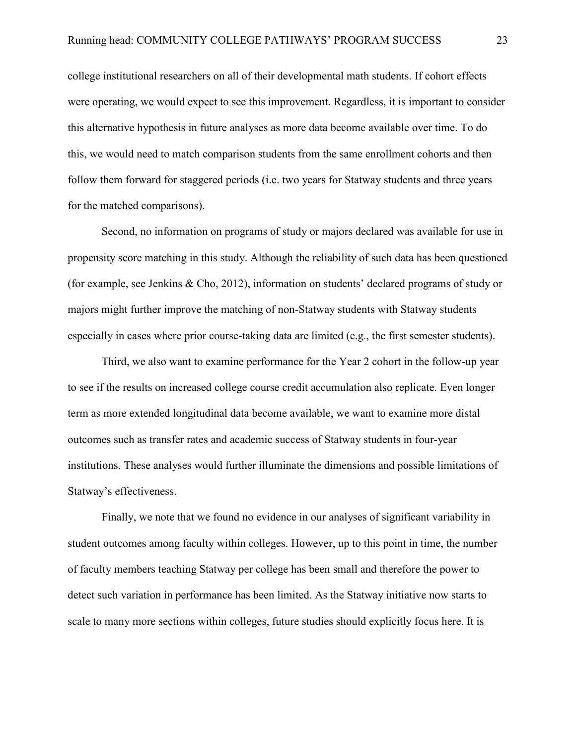college institutional researchers on all of their developmental math students. If cohort effects were operating, we would expect to see this improvement. Regardless, it is important to consider this alternative hypothesis in future analyses as more data become available over time. To do this, we would need to match comparison students from the same enrollment cohorts and then follow them forward for staggered periods (i.e. two years for Statway students and three years for the matched comparisons).

Second, no information on programs of study or majors declared was available for use in propensity score matching in this study. Although the reliability of such data has been questioned (for example, see Jenkins & Cho, 2012), information on students' declared programs of study or majors might further improve the matching of non-Statway students with Statway students especially in cases where prior course-taking data are limited (e.g., the first semester students).

Third, we also want to examine performance for the Year 2 cohort in the follow-up year to see if the results on increased college course credit accumulation also replicate. Even longer term as more extended longitudinal data become available, we want to examine more distal outcomes such as transfer rates and academic success of Statway students in four-year institutions. These analyses would further illuminate the dimensions and possible limitations of Statway's effectiveness.

Finally, we note that we found no evidence in our analyses of significant variability in student outcomes among faculty within colleges. However, up to this point in time, the number of faculty members teaching Statway per college has been small and therefore the power to detect such variation in performance has been limited. As the Statway initiative now starts to scale to many more sections within colleges, future studies should explicitly focus here. It is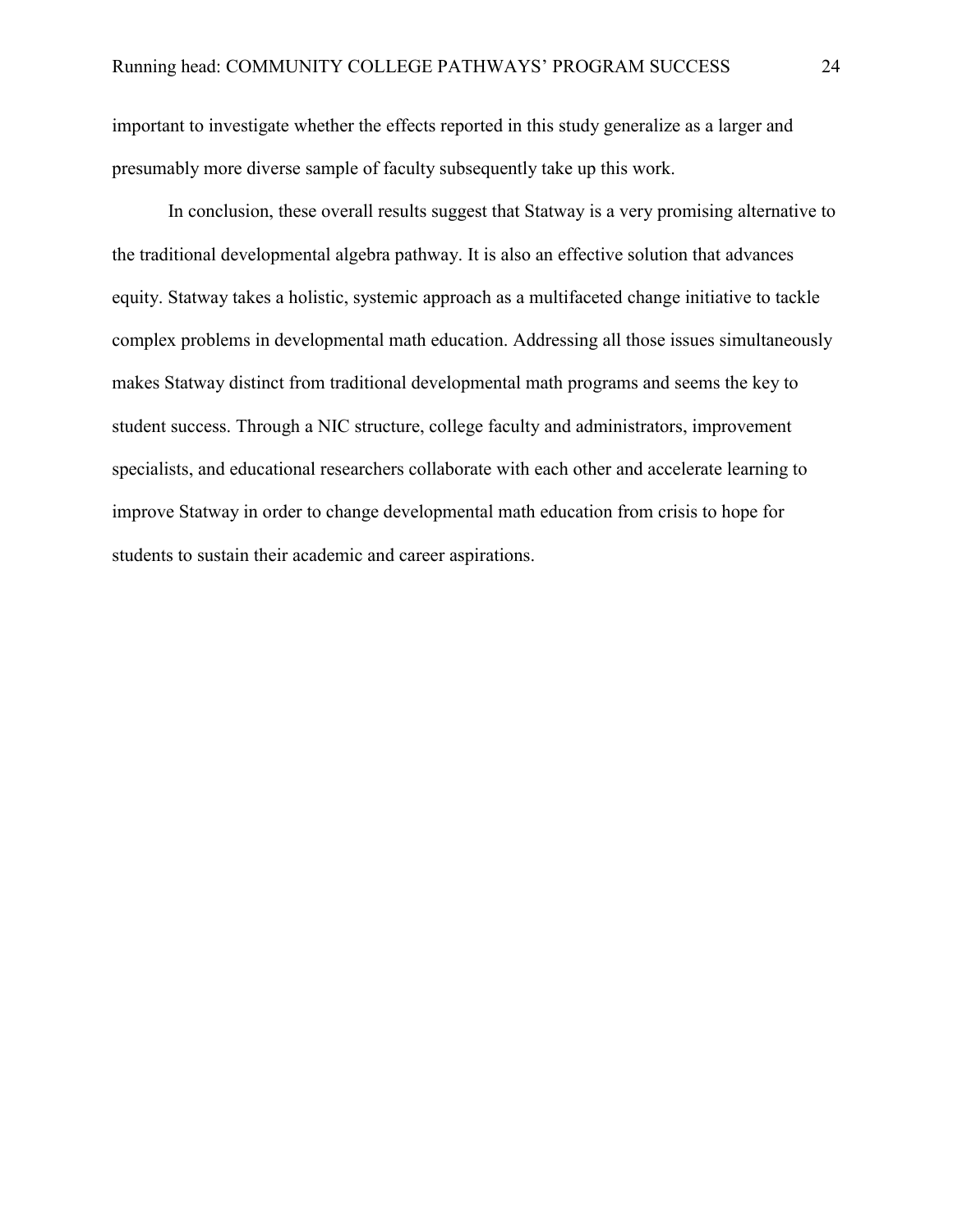important to investigate whether the effects reported in this study generalize as a larger and presumably more diverse sample of faculty subsequently take up this work.

In conclusion, these overall results suggest that Statway is a very promising alternative to the traditional developmental algebra pathway. It is also an effective solution that advances equity. Statway takes a holistic, systemic approach as a multifaceted change initiative to tackle complex problems in developmental math education. Addressing all those issues simultaneously makes Statway distinct from traditional developmental math programs and seems the key to student success. Through a NIC structure, college faculty and administrators, improvement specialists, and educational researchers collaborate with each other and accelerate learning to improve Statway in order to change developmental math education from crisis to hope for students to sustain their academic and career aspirations.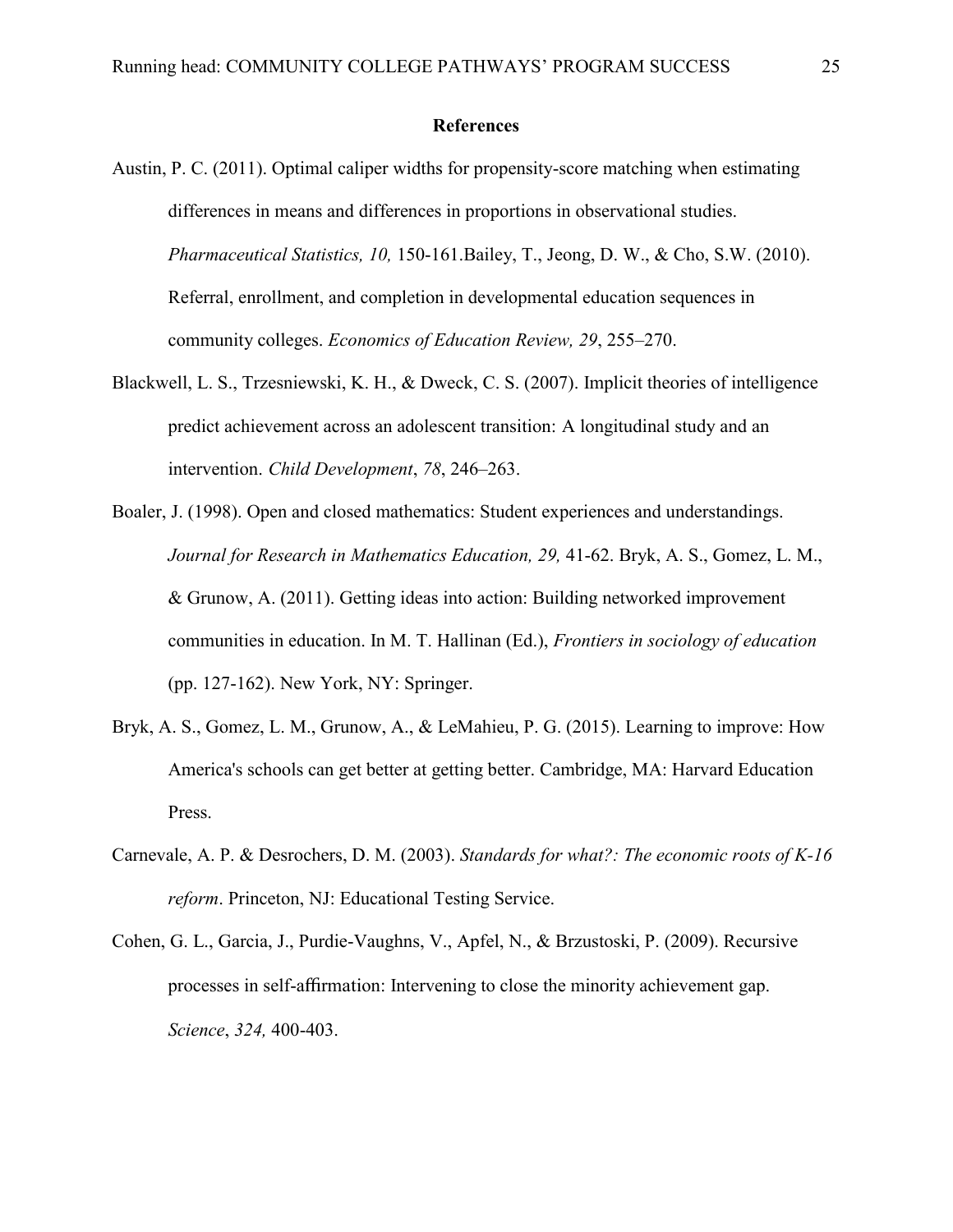**References**

Austin, P. C. (2011). Optimal caliper widths for propensity-score matching when estimating differences in means and differences in proportions in observational studies. *Pharmaceutical Statistics, 10,* 150-161.Bailey, T., Jeong, D. W., & Cho, S.W. (2010). Referral, enrollment, and completion in developmental education sequences in community colleges. *Economics of Education Review, 29*, 255–270.

Blackwell, L. S., Trzesniewski, K. H., & Dweck, C. S. (2007). Implicit theories of intelligence predict achievement across an adolescent transition: A longitudinal study and an intervention. *Child Development*, *78*, 246–263.

Boaler, J. (1998). Open and closed mathematics: Student experiences and understandings. *Journal for Research in Mathematics Education, 29,* 41-62. Bryk, A. S., Gomez, L. M., & Grunow, A. (2011). Getting ideas into action: Building networked improvement communities in education. In M. T. Hallinan (Ed.), *Frontiers in sociology of education* (pp. 127-162). New York, NY: Springer.

Bryk, A. S., Gomez, L. M., Grunow, A., & LeMahieu, P. G. (2015). Learning to improve: How America's schools can get better at getting better. Cambridge, MA: Harvard Education Press.

Carnevale, A. P. & Desrochers, D. M. (2003). *Standards for what?: The economic roots of K-16 reform*. Princeton, NJ: Educational Testing Service.

Cohen, G. L., Garcia, J., Purdie-Vaughns, V., Apfel, N., & Brzustoski, P. (2009). Recursive processes in self-affirmation: Intervening to close the minority achievement gap. *Science*, *324,* 400-403.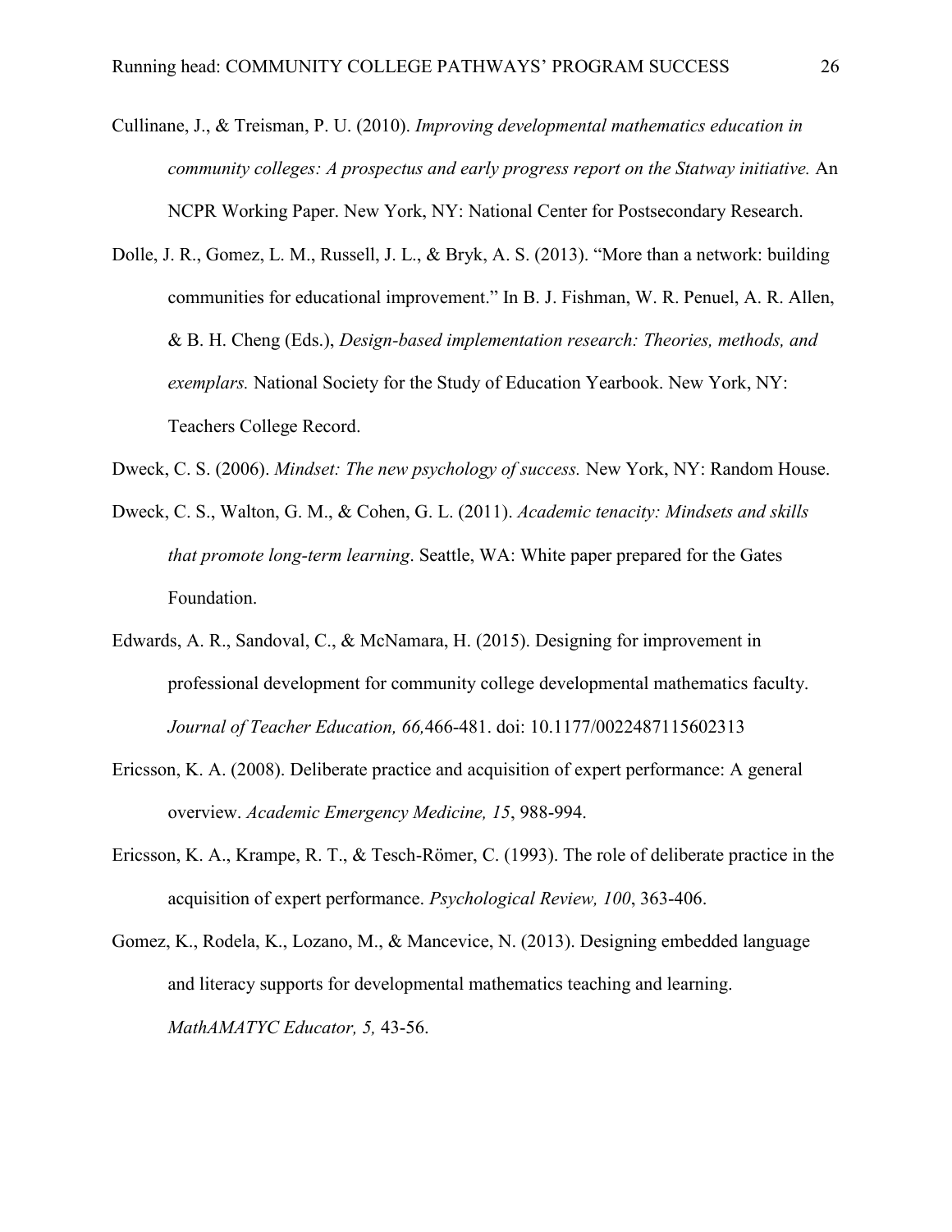Cullinane, J., & Treisman, P. U. (2010). *Improving developmental mathematics education in community colleges: A prospectus and early progress report on the Statway initiative.* An NCPR Working Paper. New York, NY: National Center for Postsecondary Research.

Dolle, J. R., Gomez, L. M., Russell, J. L., & Bryk, A. S. (2013). "More than a network: building communities for educational improvement." In B. J. Fishman, W. R. Penuel, A. R. Allen, & B. H. Cheng (Eds.), *Design-based implementation research: Theories, methods, and exemplars.* National Society for the Study of Education Yearbook. New York, NY: Teachers College Record.

Dweck, C. S. (2006). *Mindset: The new psychology of success.* New York, NY: Random House.

Dweck, C. S., Walton, G. M., & Cohen, G. L. (2011). *Academic tenacity: Mindsets and skills that promote long-term learning*. Seattle, WA: White paper prepared for the Gates Foundation.

Edwards, A. R., Sandoval, C., & McNamara, H. (2015). Designing for improvement in professional development for community college developmental mathematics faculty. *Journal of Teacher Education, 66,*466-481. doi: 10.1177/0022487115602313

Ericsson, K. A. (2008). Deliberate practice and acquisition of expert performance: A general overview. *Academic Emergency Medicine, 15*, 988-994.

Ericsson, K. A., Krampe, R. T., & Tesch-Römer, C. (1993). The role of deliberate practice in the acquisition of expert performance. *Psychological Review, 100*, 363-406.

Gomez, K., Rodela, K., Lozano, M., & Mancevice, N. (2013). Designing embedded language and literacy supports for developmental mathematics teaching and learning. *MathAMATYC Educator, 5,* 43-56.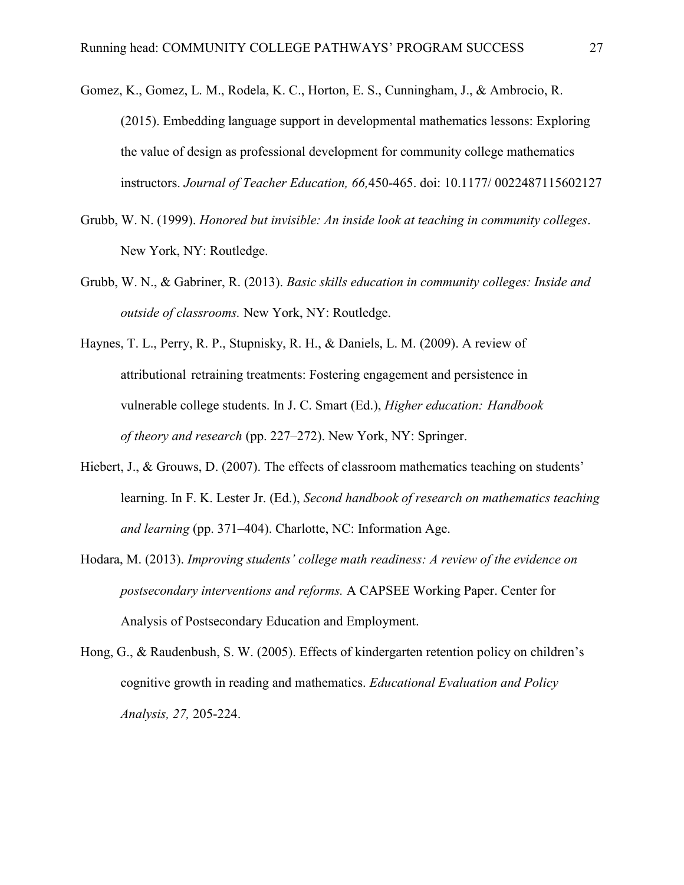Gomez, K., Gomez, L. M., Rodela, K. C., Horton, E. S., Cunningham, J., & Ambrocio, R. (2015). Embedding language support in developmental mathematics lessons: Exploring the value of design as professional development for community college mathematics instructors. *Journal of Teacher Education, 66,*450-465. doi: 10.1177/ 0022487115602127

Grubb, W. N. (1999). *Honored but invisible: An inside look at teaching in community colleges*. New York, NY: Routledge.

Grubb, W. N., & Gabriner, R. (2013). *Basic skills education in community colleges: Inside and outside of classrooms.* New York, NY: Routledge.

Haynes, T. L., Perry, R. P., Stupnisky, R. H., & Daniels, L. M. (2009). A review of attributional retraining treatments: Fostering engagement and persistence in vulnerable college students. In J. C. Smart (Ed.), *Higher education: Handbook of theory and research* (pp. 227–272). New York, NY: Springer.

Hiebert, J., & Grouws, D. (2007). The effects of classroom mathematics teaching on students' learning. In F. K. Lester Jr. (Ed.), *Second handbook of research on mathematics teaching and learning* (pp. 371–404). Charlotte, NC: Information Age.

Hodara, M. (2013). *Improving students' college math readiness: A review of the evidence on postsecondary interventions and reforms.* A CAPSEE Working Paper. Center for Analysis of Postsecondary Education and Employment.

Hong, G., & Raudenbush, S. W. (2005). Effects of kindergarten retention policy on children's cognitive growth in reading and mathematics. *Educational Evaluation and Policy Analysis, 27,* 205-224.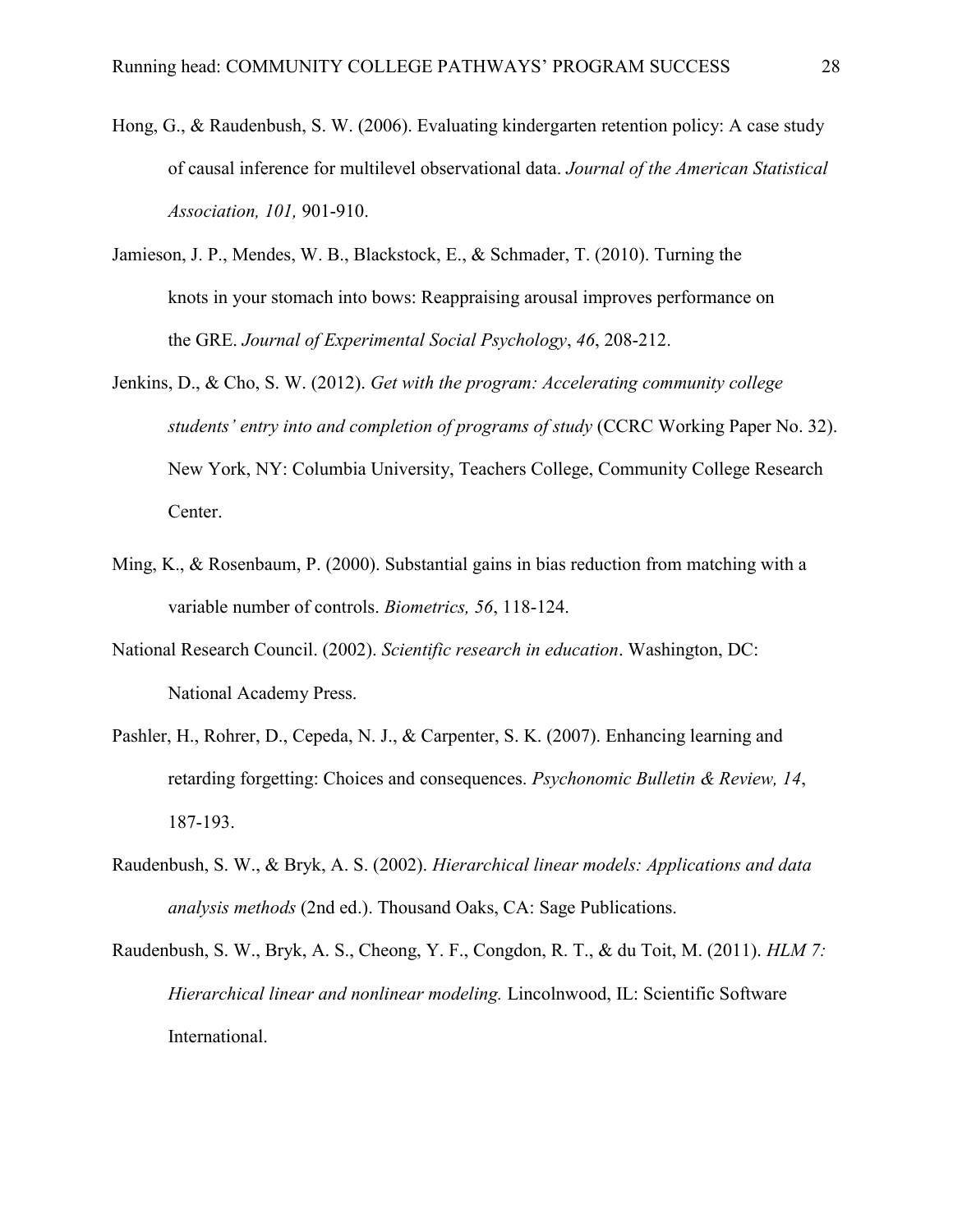Hong, G., & Raudenbush, S. W. (2006). Evaluating kindergarten retention policy: A case study of causal inference for multilevel observational data. *Journal of the American Statistical Association, 101,* 901-910.

Jamieson, J. P., Mendes, W. B., Blackstock, E., & Schmader, T. (2010). Turning the knots in your stomach into bows: Reappraising arousal improves performance on the GRE. *Journal of Experimental Social Psychology*, *46*, 208-212.

Jenkins, D., & Cho, S. W. (2012). *Get with the program: Accelerating community college students' entry into and completion of programs of study* (CCRC Working Paper No. 32). New York, NY: Columbia University, Teachers College, Community College Research Center.

Ming, K., & Rosenbaum, P. (2000). Substantial gains in bias reduction from matching with a variable number of controls. *Biometrics, 56*, 118-124.

National Research Council. (2002). *Scientific research in education*. Washington, DC: National Academy Press.

Pashler, H., Rohrer, D., Cepeda, N. J., & Carpenter, S. K. (2007). Enhancing learning and retarding forgetting: Choices and consequences. *Psychonomic Bulletin & Review, 14*, 187-193.

Raudenbush, S. W., & Bryk, A. S. (2002). *Hierarchical linear models: Applications and data analysis methods* (2nd ed.). Thousand Oaks, CA: Sage Publications.

Raudenbush, S. W., Bryk, A. S., Cheong, Y. F., Congdon, R. T., & du Toit, M. (2011). *HLM 7: Hierarchical linear and nonlinear modeling.* Lincolnwood, IL: Scientific Software International.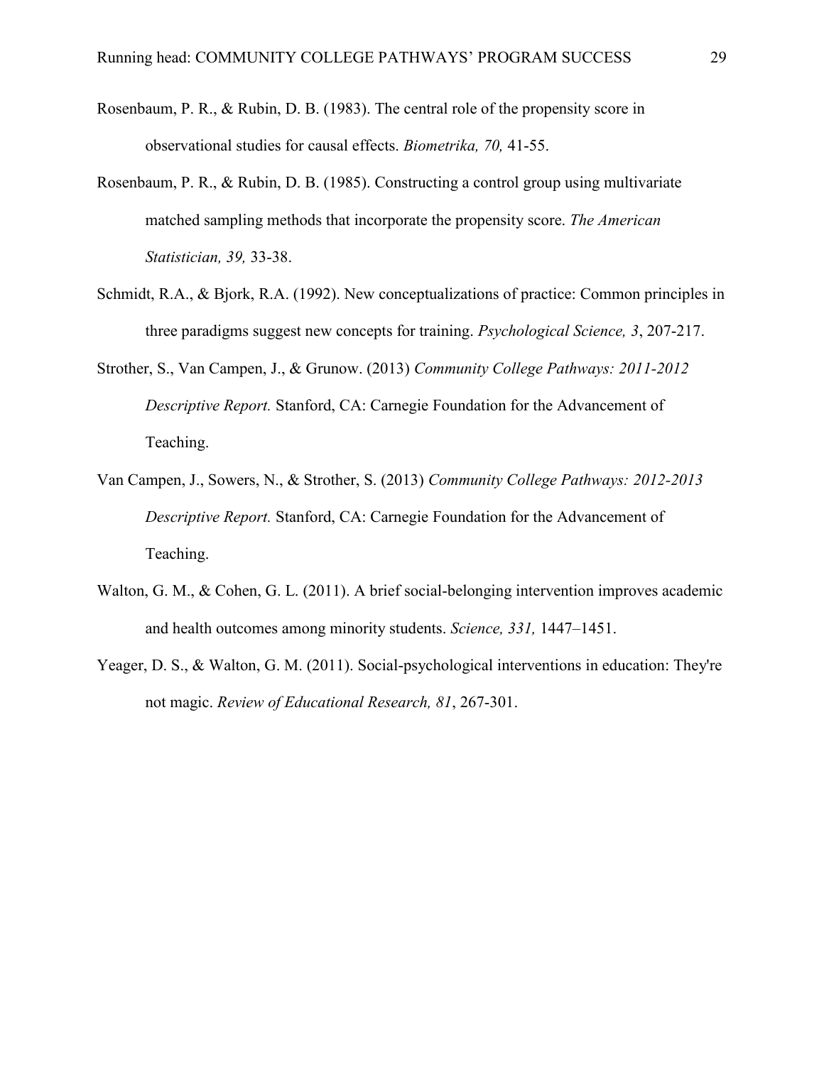Rosenbaum, P. R., & Rubin, D. B. (1983). The central role of the propensity score in observational studies for causal effects. *Biometrika, 70,* 41-55.

Rosenbaum, P. R., & Rubin, D. B. (1985). Constructing a control group using multivariate matched sampling methods that incorporate the propensity score. *The American Statistician, 39,* 33-38.

Schmidt, R.A., & Bjork, R.A. (1992). New conceptualizations of practice: Common principles in three paradigms suggest new concepts for training. *Psychological Science, 3*, 207-217.

Strother, S., Van Campen, J., & Grunow. (2013) *Community College Pathways: 2011-2012 Descriptive Report.* Stanford, CA: Carnegie Foundation for the Advancement of Teaching.

Van Campen, J., Sowers, N., & Strother, S. (2013) *Community College Pathways: 2012-2013 Descriptive Report.* Stanford, CA: Carnegie Foundation for the Advancement of Teaching.

Walton, G. M., & Cohen, G. L. (2011). A brief social-belonging intervention improves academic and health outcomes among minority students. *Science, 331,* 1447–1451.

Yeager, D. S., & Walton, G. M. (2011). Social-psychological interventions in education: They're not magic. *Review of Educational Research, 81*, 267-301.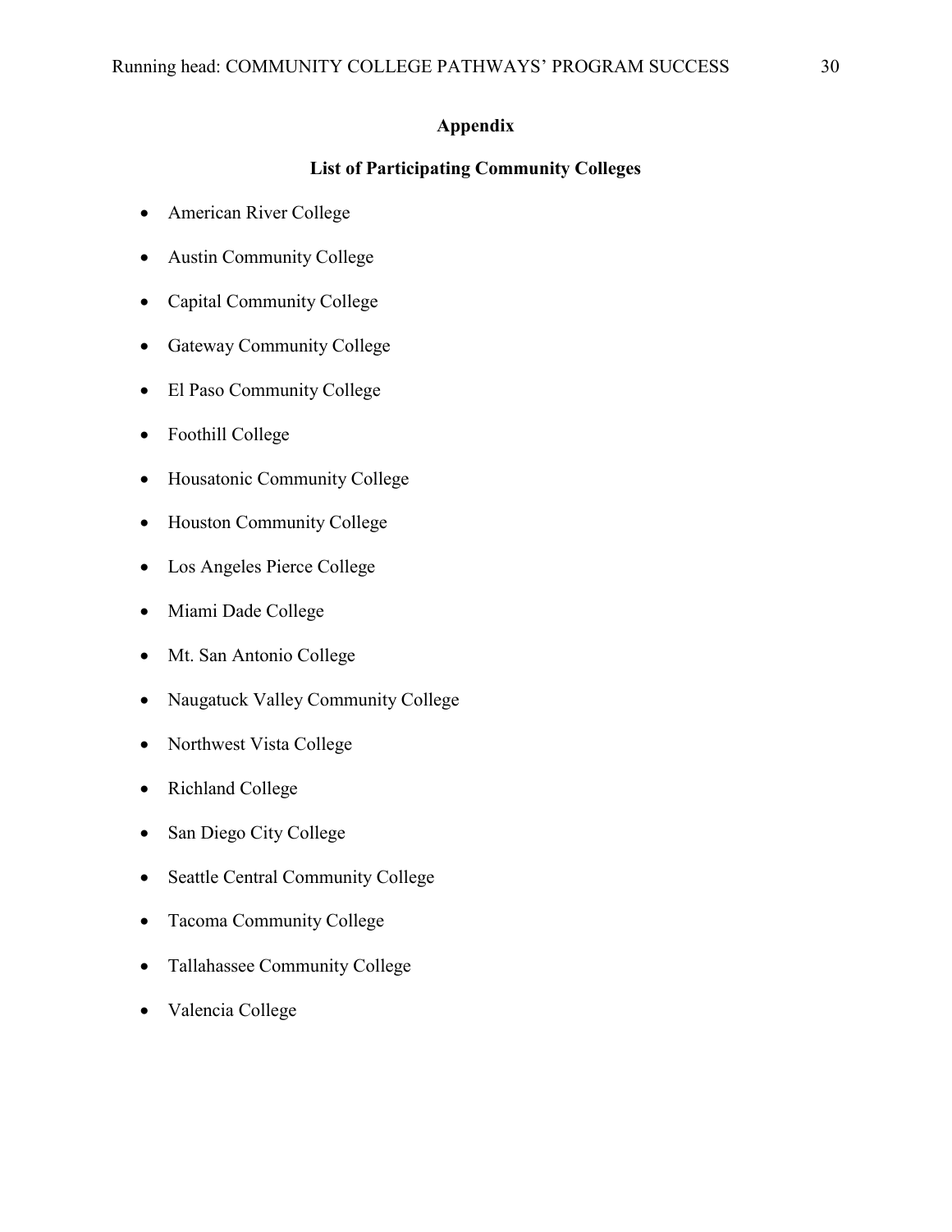## Appendix

### List of Participating Community Colleges

- American River College
- Austin Community College
- Capital Community College
- Gateway Community College
- El Paso Community College
- Foothill College
- Housatonic Community College
- Houston Community College
- Los Angeles Pierce College
- Miami Dade College
- Mt. San Antonio College
- Naugatuck Valley Community College
- Northwest Vista College
- Richland College
- San Diego City College
- Seattle Central Community College
- Tacoma Community College
- Tallahassee Community College
- Valencia College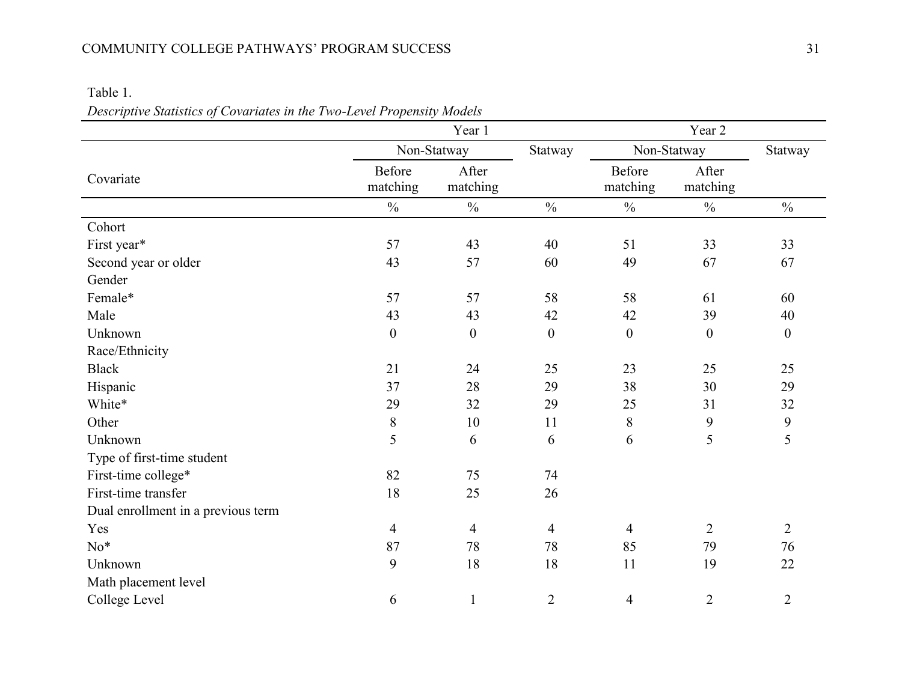Table 1.

*Descriptive Statistics of Covariates in the Two-Level Propensity Models*

| Covariate | Year 1 | | | Year 2 | | |
|---|---|---|---|---|---|---|
| | Non-Statway | | Statway | Non-Statway | | Statway |
| | Before matching | After matching | | Before matching | After matching | |
| | % | % | % | % | % | % |
| Cohort | | | | | | |
| First year* | 57 | 43 | 40 | 51 | 33 | 33 |
| Second year or older | 43 | 57 | 60 | 49 | 67 | 67 |
| Gender | | | | | | |
| Female* | 57 | 57 | 58 | 58 | 61 | 60 |
| Male | 43 | 43 | 42 | 42 | 39 | 40 |
| Unknown | 0 | 0 | 0 | 0 | 0 | 0 |
| Race/Ethnicity | | | | | | |
| Black | 21 | 24 | 25 | 23 | 25 | 25 |
| Hispanic | 37 | 28 | 29 | 38 | 30 | 29 |
| White* | 29 | 32 | 29 | 25 | 31 | 32 |
| Other | 8 | 10 | 11 | 8 | 9 | 9 |
| Unknown | 5 | 6 | 6 | 6 | 5 | 5 |
| Type of first-time student | | | | | | |
| First-time college* | 82 | 75 | 74 | | | |
| First-time transfer | 18 | 25 | 26 | | | |
| Dual enrollment in a previous term | | | | | | |
| Yes | 4 | 4 | 4 | 4 | 2 | 2 |
| No* | 87 | 78 | 78 | 85 | 79 | 76 |
| Unknown | 9 | 18 | 18 | 11 | 19 | 22 |
| Math placement level | | | | | | |
| College Level | 6 | 1 | 2 | 4 | 2 | 2 |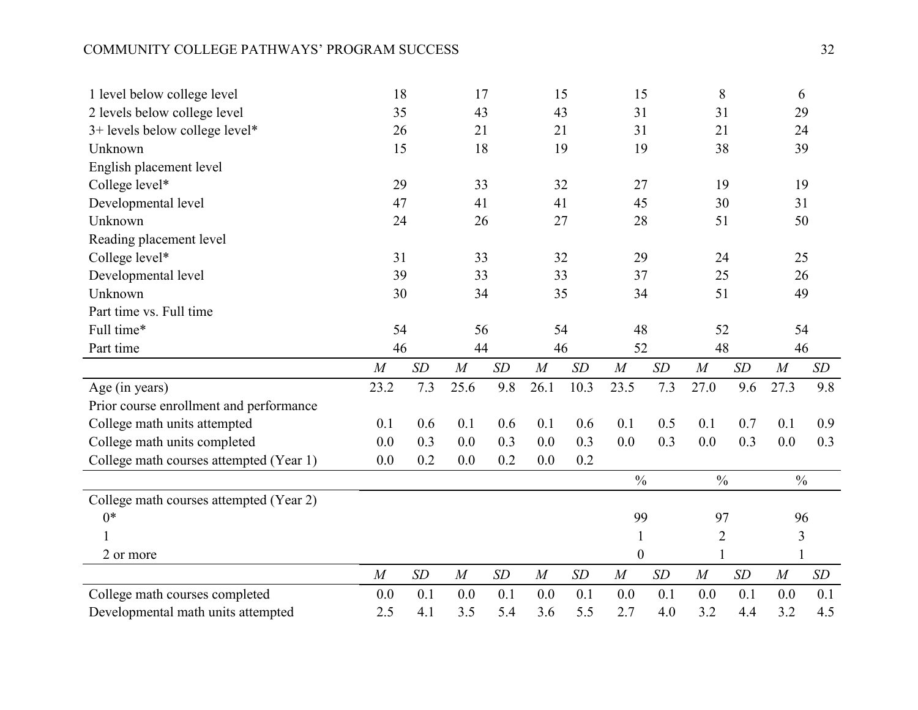| | | | | | | | | | | | | |
|---|---|---|---|---|---|---|---|---|---|---|---|---|
| 1 level below college level | 18 | | 17 | | 15 | | 15 | | 8 | | 6 | |
| 2 levels below college level | 35 | | 43 | | 43 | | 31 | | 31 | | 29 | |
| 3+ levels below college level* | 26 | | 21 | | 21 | | 31 | | 21 | | 24 | |
| Unknown | 15 | | 18 | | 19 | | 19 | | 38 | | 39 | |
| English placement level | | | | | | | | | | | | |
| College level* | 29 | | 33 | | 32 | | 27 | | 19 | | 19 | |
| Developmental level | 47 | | 41 | | 41 | | 45 | | 30 | | 31 | |
| Unknown | 24 | | 26 | | 27 | | 28 | | 51 | | 50 | |
| Reading placement level | | | | | | | | | | | | |
| College level* | 31 | | 33 | | 32 | | 29 | | 24 | | 25 | |
| Developmental level | 39 | | 33 | | 33 | | 37 | | 25 | | 26 | |
| Unknown | 30 | | 34 | | 35 | | 34 | | 51 | | 49 | |
| Part time vs. Full time | | | | | | | | | | | | |
| Full time* | 54 | | 56 | | 54 | | 48 | | 52 | | 54 | |
| Part time | 46 | | 44 | | 46 | | 52 | | 48 | | 46 | |
| | *M* | *SD* | *M* | *SD* | *M* | *SD* | *M* | *SD* | *M* | *SD* | *M* | *SD* |
| Age (in years) | 23.2 | 7.3 | 25.6 | 9.8 | 26.1 | 10.3 | 23.5 | 7.3 | 27.0 | 9.6 | 27.3 | 9.8 |
| Prior course enrollment and performance | | | | | | | | | | | | |
| College math units attempted | 0.1 | 0.6 | 0.1 | 0.6 | 0.1 | 0.6 | 0.1 | 0.5 | 0.1 | 0.7 | 0.1 | 0.9 |
| College math units completed | 0.0 | 0.3 | 0.0 | 0.3 | 0.0 | 0.3 | 0.0 | 0.3 | 0.0 | 0.3 | 0.0 | 0.3 |
| College math courses attempted (Year 1) | 0.0 | 0.2 | 0.0 | 0.2 | 0.0 | 0.2 | | | | | | |
| | | | | | | | % | | % | | % | |
| College math courses attempted (Year 2) | | | | | | | | | | | | |
| 0* | | | | | | | 99 | | 97 | | 96 | |
| 1 | | | | | | | 1 | | 2 | | 3 | |
| 2 or more | | | | | | | 0 | | 1 | | 1 | |
| | *M* | *SD* | *M* | *SD* | *M* | *SD* | *M* | *SD* | *M* | *SD* | *M* | *SD* |
| College math courses completed | 0.0 | 0.1 | 0.0 | 0.1 | 0.0 | 0.1 | 0.0 | 0.1 | 0.0 | 0.1 | 0.0 | 0.1 |
| Developmental math units attempted | 2.5 | 4.1 | 3.5 | 5.4 | 3.6 | 5.5 | 2.7 | 4.0 | 3.2 | 4.4 | 3.2 | 4.5 |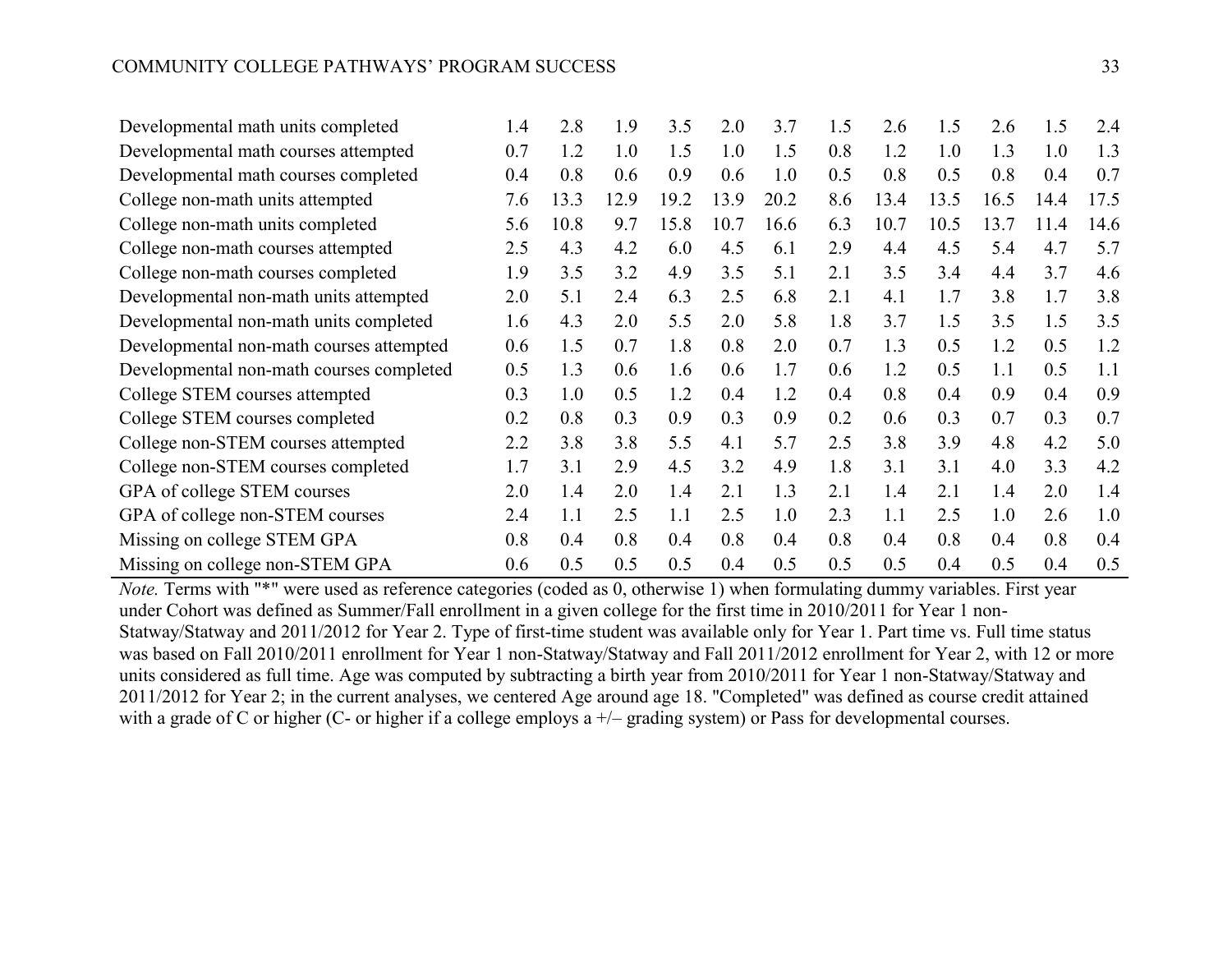| | | | | | | | | | | | | |
|---|---|---|---|---|---|---|---|---|---|---|---|---|
| Developmental math units completed | 1.4 | 2.8 | 1.9 | 3.5 | 2.0 | 3.7 | 1.5 | 2.6 | 1.5 | 2.6 | 1.5 | 2.4 |
| Developmental math courses attempted | 0.7 | 1.2 | 1.0 | 1.5 | 1.0 | 1.5 | 0.8 | 1.2 | 1.0 | 1.3 | 1.0 | 1.3 |
| Developmental math courses completed | 0.4 | 0.8 | 0.6 | 0.9 | 0.6 | 1.0 | 0.5 | 0.8 | 0.5 | 0.8 | 0.4 | 0.7 |
| College non-math units attempted | 7.6 | 13.3 | 12.9 | 19.2 | 13.9 | 20.2 | 8.6 | 13.4 | 13.5 | 16.5 | 14.4 | 17.5 |
| College non-math units completed | 5.6 | 10.8 | 9.7 | 15.8 | 10.7 | 16.6 | 6.3 | 10.7 | 10.5 | 13.7 | 11.4 | 14.6 |
| College non-math courses attempted | 2.5 | 4.3 | 4.2 | 6.0 | 4.5 | 6.1 | 2.9 | 4.4 | 4.5 | 5.4 | 4.7 | 5.7 |
| College non-math courses completed | 1.9 | 3.5 | 3.2 | 4.9 | 3.5 | 5.1 | 2.1 | 3.5 | 3.4 | 4.4 | 3.7 | 4.6 |
| Developmental non-math units attempted | 2.0 | 5.1 | 2.4 | 6.3 | 2.5 | 6.8 | 2.1 | 4.1 | 1.7 | 3.8 | 1.7 | 3.8 |
| Developmental non-math units completed | 1.6 | 4.3 | 2.0 | 5.5 | 2.0 | 5.8 | 1.8 | 3.7 | 1.5 | 3.5 | 1.5 | 3.5 |
| Developmental non-math courses attempted | 0.6 | 1.5 | 0.7 | 1.8 | 0.8 | 2.0 | 0.7 | 1.3 | 0.5 | 1.2 | 0.5 | 1.2 |
| Developmental non-math courses completed | 0.5 | 1.3 | 0.6 | 1.6 | 0.6 | 1.7 | 0.6 | 1.2 | 0.5 | 1.1 | 0.5 | 1.1 |
| College STEM courses attempted | 0.3 | 1.0 | 0.5 | 1.2 | 0.4 | 1.2 | 0.4 | 0.8 | 0.4 | 0.9 | 0.4 | 0.9 |
| College STEM courses completed | 0.2 | 0.8 | 0.3 | 0.9 | 0.3 | 0.9 | 0.2 | 0.6 | 0.3 | 0.7 | 0.3 | 0.7 |
| College non-STEM courses attempted | 2.2 | 3.8 | 3.8 | 5.5 | 4.1 | 5.7 | 2.5 | 3.8 | 3.9 | 4.8 | 4.2 | 5.0 |
| College non-STEM courses completed | 1.7 | 3.1 | 2.9 | 4.5 | 3.2 | 4.9 | 1.8 | 3.1 | 3.1 | 4.0 | 3.3 | 4.2 |
| GPA of college STEM courses | 2.0 | 1.4 | 2.0 | 1.4 | 2.1 | 1.3 | 2.1 | 1.4 | 2.1 | 1.4 | 2.0 | 1.4 |
| GPA of college non-STEM courses | 2.4 | 1.1 | 2.5 | 1.1 | 2.5 | 1.0 | 2.3 | 1.1 | 2.5 | 1.0 | 2.6 | 1.0 |
| Missing on college STEM GPA | 0.8 | 0.4 | 0.8 | 0.4 | 0.8 | 0.4 | 0.8 | 0.4 | 0.8 | 0.4 | 0.8 | 0.4 |
| Missing on college non-STEM GPA | 0.6 | 0.5 | 0.5 | 0.5 | 0.4 | 0.5 | 0.5 | 0.5 | 0.4 | 0.5 | 0.4 | 0.5 |

*Note.* Terms with "*" were used as reference categories (coded as 0, otherwise 1) when formulating dummy variables. First year under Cohort was defined as Summer/Fall enrollment in a given college for the first time in 2010/2011 for Year 1 non-Statway/Statway and 2011/2012 for Year 2. Type of first-time student was available only for Year 1. Part time vs. Full time status was based on Fall 2010/2011 enrollment for Year 1 non-Statway/Statway and Fall 2011/2012 enrollment for Year 2, with 12 or more units considered as full time. Age was computed by subtracting a birth year from 2010/2011 for Year 1 non-Statway/Statway and 2011/2012 for Year 2; in the current analyses, we centered Age around age 18. "Completed" was defined as course credit attained with a grade of C or higher (C- or higher if a college employs a +/– grading system) or Pass for developmental courses.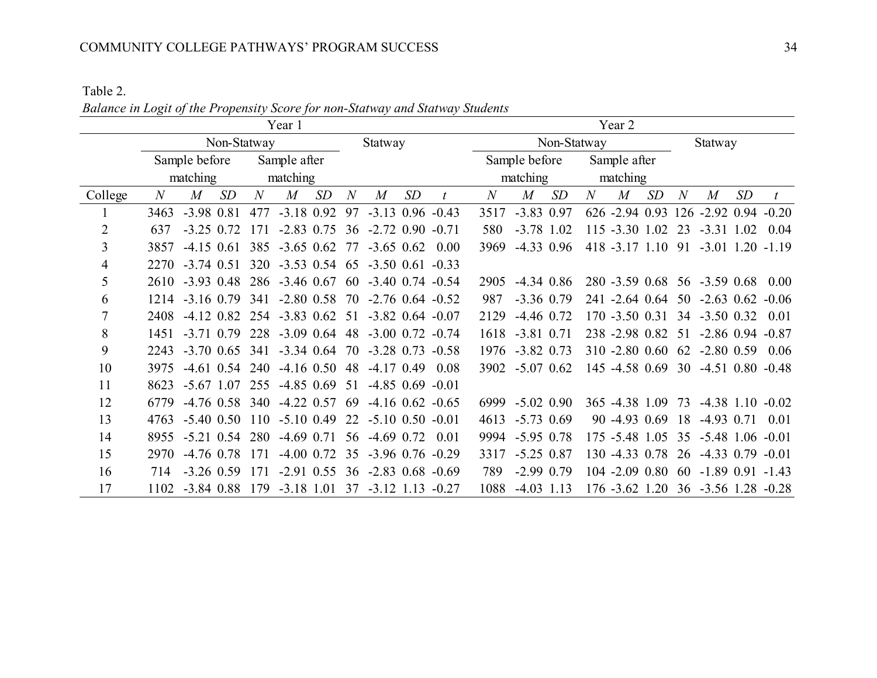Table 2.

*Balance in Logit of the Propensity Score for non-Statway and Statway Students*

| | Year 1 | | | | | | | | | | Year 2 | | | | | | | | | |
|---|---|---|---|---|---|---|---|---|---|---|---|---|---|---|---|---|---|---|---|---|
| | Non-Statway | | | | | | Statway | | | | Non-Statway | | | | | | Statway | | | |
| | Sample before matching | | | Sample after matching | | | | | | | Sample before matching | | | Sample after matching | | | | | | |
| College | *N* | *M* | *SD* | *N* | *M* | *SD* | *N* | *M* | *SD* | *t* | *N* | *M* | *SD* | *N* | *M* | *SD* | *N* | *M* | *SD* | *t* |
| 1 | 3463 | -3.98 | 0.81 | 477 | -3.18 | 0.92 | 97 | -3.13 | 0.96 | -0.43 | 3517 | -3.83 | 0.97 | 626 | -2.94 | 0.93 | 126 | -2.92 | 0.94 | -0.20 |
| 2 | 637 | -3.25 | 0.72 | 171 | -2.83 | 0.75 | 36 | -2.72 | 0.90 | -0.71 | 580 | -3.78 | 1.02 | 115 | -3.30 | 1.02 | 23 | -3.31 | 1.02 | 0.04 |
| 3 | 3857 | -4.15 | 0.61 | 385 | -3.65 | 0.62 | 77 | -3.65 | 0.62 | 0.00 | 3969 | -4.33 | 0.96 | 418 | -3.17 | 1.10 | 91 | -3.01 | 1.20 | -1.19 |
| 4 | 2270 | -3.74 | 0.51 | 320 | -3.53 | 0.54 | 65 | -3.50 | 0.61 | -0.33 | | | | | | | | | | |
| 5 | 2610 | -3.93 | 0.48 | 286 | -3.46 | 0.67 | 60 | -3.40 | 0.74 | -0.54 | 2905 | -4.34 | 0.86 | 280 | -3.59 | 0.68 | 56 | -3.59 | 0.68 | 0.00 |
| 6 | 1214 | -3.16 | 0.79 | 341 | -2.80 | 0.58 | 70 | -2.76 | 0.64 | -0.52 | 987 | -3.36 | 0.79 | 241 | -2.64 | 0.64 | 50 | -2.63 | 0.62 | -0.06 |
| 7 | 2408 | -4.12 | 0.82 | 254 | -3.83 | 0.62 | 51 | -3.82 | 0.64 | -0.07 | 2129 | -4.46 | 0.72 | 170 | -3.50 | 0.31 | 34 | -3.50 | 0.32 | 0.01 |
| 8 | 1451 | -3.71 | 0.79 | 228 | -3.09 | 0.64 | 48 | -3.00 | 0.72 | -0.74 | 1618 | -3.81 | 0.71 | 238 | -2.98 | 0.82 | 51 | -2.86 | 0.94 | -0.87 |
| 9 | 2243 | -3.70 | 0.65 | 341 | -3.34 | 0.64 | 70 | -3.28 | 0.73 | -0.58 | 1976 | -3.82 | 0.73 | 310 | -2.80 | 0.60 | 62 | -2.80 | 0.59 | 0.06 |
| 10 | 3975 | -4.61 | 0.54 | 240 | -4.16 | 0.50 | 48 | -4.17 | 0.49 | 0.08 | 3902 | -5.07 | 0.62 | 145 | -4.58 | 0.69 | 30 | -4.51 | 0.80 | -0.48 |
| 11 | 8623 | -5.67 | 1.07 | 255 | -4.85 | 0.69 | 51 | -4.85 | 0.69 | -0.01 | | | | | | | | | | |
| 12 | 6779 | -4.76 | 0.58 | 340 | -4.22 | 0.57 | 69 | -4.16 | 0.62 | -0.65 | 6999 | -5.02 | 0.90 | 365 | -4.38 | 1.09 | 73 | -4.38 | 1.10 | -0.02 |
| 13 | 4763 | -5.40 | 0.50 | 110 | -5.10 | 0.49 | 22 | -5.10 | 0.50 | -0.01 | 4613 | -5.73 | 0.69 | 90 | -4.93 | 0.69 | 18 | -4.93 | 0.71 | 0.01 |
| 14 | 8955 | -5.21 | 0.54 | 280 | -4.69 | 0.71 | 56 | -4.69 | 0.72 | 0.01 | 9994 | -5.95 | 0.78 | 175 | -5.48 | 1.05 | 35 | -5.48 | 1.06 | -0.01 |
| 15 | 2970 | -4.76 | 0.78 | 171 | -4.00 | 0.72 | 35 | -3.96 | 0.76 | -0.29 | 3317 | -5.25 | 0.87 | 130 | -4.33 | 0.78 | 26 | -4.33 | 0.79 | -0.01 |
| 16 | 714 | -3.26 | 0.59 | 171 | -2.91 | 0.55 | 36 | -2.83 | 0.68 | -0.69 | 789 | -2.99 | 0.79 | 104 | -2.09 | 0.80 | 60 | -1.89 | 0.91 | -1.43 |
| 17 | 1102 | -3.84 | 0.88 | 179 | -3.18 | 1.01 | 37 | -3.12 | 1.13 | -0.27 | 1088 | -4.03 | 1.13 | 176 | -3.62 | 1.20 | 36 | -3.56 | 1.28 | -0.28 |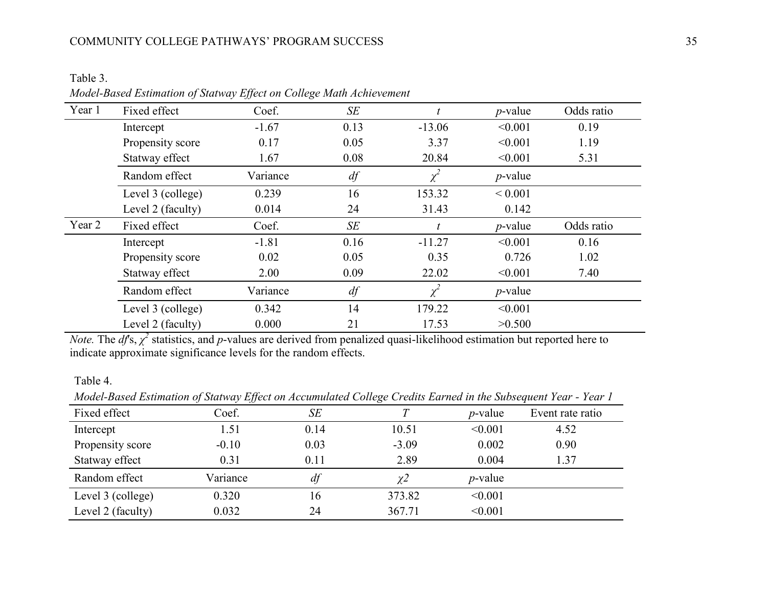Table 3.

*Model-Based Estimation of Statway Effect on College Math Achievement*

| Year 1 | Fixed effect | Coef. | *SE* | *t* | *p*-value | Odds ratio |
|---|---|---|---|---|---|---|
| | Intercept | -1.67 | 0.13 | -13.06 | <0.001 | 0.19 |
| | Propensity score | 0.17 | 0.05 | 3.37 | <0.001 | 1.19 |
| | Statway effect | 1.67 | 0.08 | 20.84 | <0.001 | 5.31 |
| | Random effect | Variance | *df* | $\chi^2$ | *p*-value | |
| | Level 3 (college) | 0.239 | 16 | 153.32 | < 0.001 | |
| | Level 2 (faculty) | 0.014 | 24 | 31.43 | 0.142 | |
| Year 2 | Fixed effect | Coef. | *SE* | *t* | *p*-value | Odds ratio |
| | Intercept | -1.81 | 0.16 | -11.27 | <0.001 | 0.16 |
| | Propensity score | 0.02 | 0.05 | 0.35 | 0.726 | 1.02 |
| | Statway effect | 2.00 | 0.09 | 22.02 | <0.001 | 7.40 |
| | Random effect | Variance | *df* | $\chi^2$ | *p*-value | |
| | Level 3 (college) | 0.342 | 14 | 179.22 | <0.001 | |
| | Level 2 (faculty) | 0.000 | 21 | 17.53 | >0.500 | |

*Note.* The *df*'s, $\chi^2$ statistics, and *p*-values are derived from penalized quasi-likelihood estimation but reported here to indicate approximate significance levels for the random effects.

Table 4.

*Model-Based Estimation of Statway Effect on Accumulated College Credits Earned in the Subsequent Year - Year 1*

| Fixed effect | Coef. | *SE* | *T* | *p*-value | Event rate ratio |
|---|---|---|---|---|---|
| Intercept | 1.51 | 0.14 | 10.51 | <0.001 | 4.52 |
| Propensity score | -0.10 | 0.03 | -3.09 | 0.002 | 0.90 |
| Statway effect | 0.31 | 0.11 | 2.89 | 0.004 | 1.37 |
| Random effect | Variance | *df* | $\chi2$ | *p*-value | |
| Level 3 (college) | 0.320 | 16 | 373.82 | <0.001 | |
| Level 2 (faculty) | 0.032 | 24 | 367.71 | <0.001 | |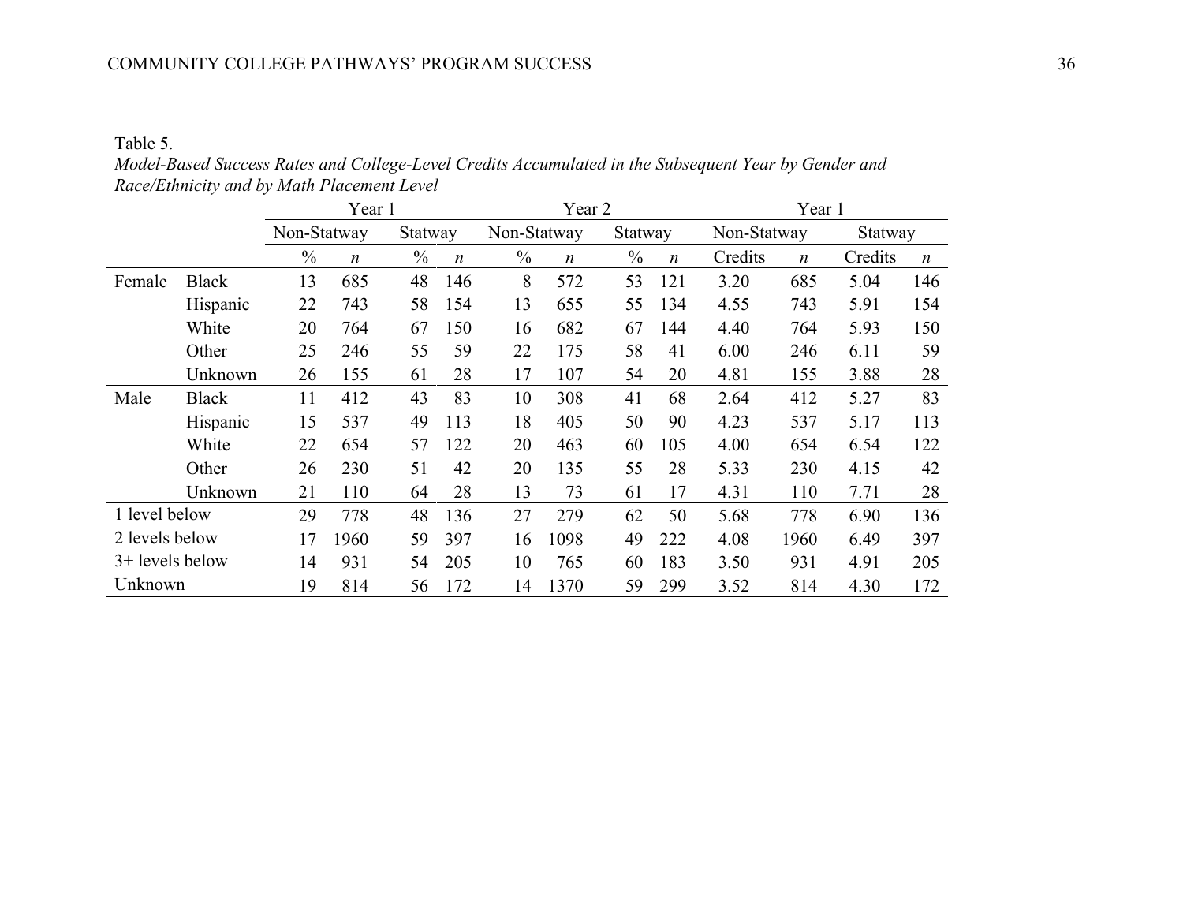Table 5.

*Model-Based Success Rates and College-Level Credits Accumulated in the Subsequent Year by Gender and Race/Ethnicity and by Math Placement Level*

| | | Year 1 | | | | Year 2 | | | | Year 1 | | | |
|---|---|---|---|---|---|---|---|---|---|---|---|---|---|
| | | Non-Statway | | Statway | | Non-Statway | | Statway | | Non-Statway | | Statway | |
| | | % | *n* | % | *n* | % | *n* | % | *n* | Credits | *n* | Credits | *n* |
| Female | Black | 13 | 685 | 48 | 146 | 8 | 572 | 53 | 121 | 3.20 | 685 | 5.04 | 146 |
| | Hispanic | 22 | 743 | 58 | 154 | 13 | 655 | 55 | 134 | 4.55 | 743 | 5.91 | 154 |
| | White | 20 | 764 | 67 | 150 | 16 | 682 | 67 | 144 | 4.40 | 764 | 5.93 | 150 |
| | Other | 25 | 246 | 55 | 59 | 22 | 175 | 58 | 41 | 6.00 | 246 | 6.11 | 59 |
| | Unknown | 26 | 155 | 61 | 28 | 17 | 107 | 54 | 20 | 4.81 | 155 | 3.88 | 28 |
| Male | Black | 11 | 412 | 43 | 83 | 10 | 308 | 41 | 68 | 2.64 | 412 | 5.27 | 83 |
| | Hispanic | 15 | 537 | 49 | 113 | 18 | 405 | 50 | 90 | 4.23 | 537 | 5.17 | 113 |
| | White | 22 | 654 | 57 | 122 | 20 | 463 | 60 | 105 | 4.00 | 654 | 6.54 | 122 |
| | Other | 26 | 230 | 51 | 42 | 20 | 135 | 55 | 28 | 5.33 | 230 | 4.15 | 42 |
| | Unknown | 21 | 110 | 64 | 28 | 13 | 73 | 61 | 17 | 4.31 | 110 | 7.71 | 28 |
| 1 level below | | 29 | 778 | 48 | 136 | 27 | 279 | 62 | 50 | 5.68 | 778 | 6.90 | 136 |
| 2 levels below | | 17 | 1960 | 59 | 397 | 16 | 1098 | 49 | 222 | 4.08 | 1960 | 6.49 | 397 |
| 3+ levels below | | 14 | 931 | 54 | 205 | 10 | 765 | 60 | 183 | 3.50 | 931 | 4.91 | 205 |
| Unknown | | 19 | 814 | 56 | 172 | 14 | 1370 | 59 | 299 | 3.52 | 814 | 4.30 | 172 |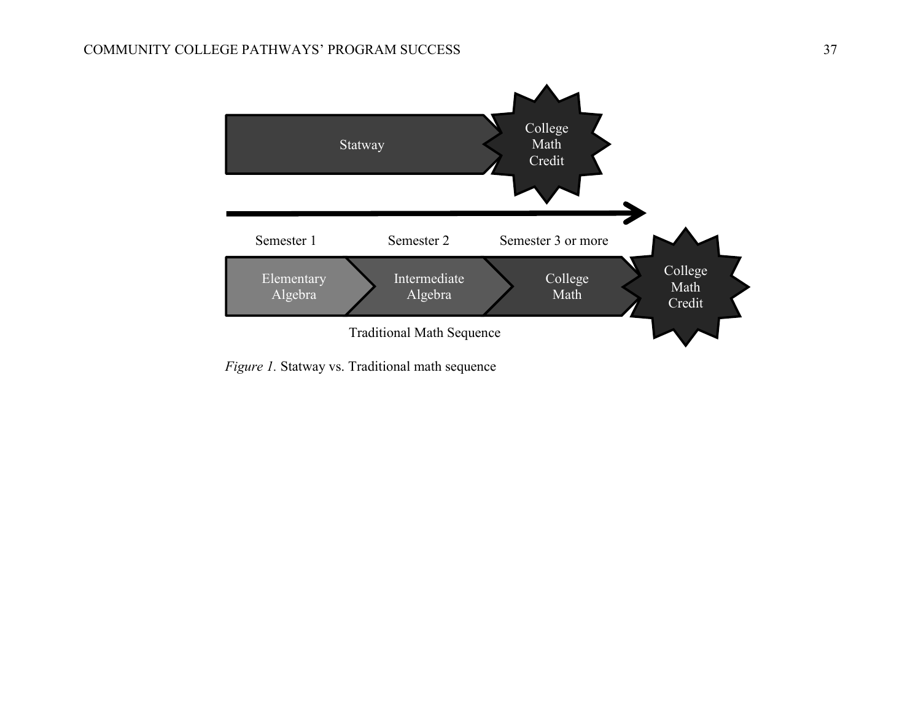Statway → College Math Credit

Semester 1 | Semester 2 | Semester 3 or more

Elementary Algebra → Intermediate Algebra → College Math → College Math Credit

Traditional Math Sequence

*Figure 1.* Statway vs. Traditional math sequence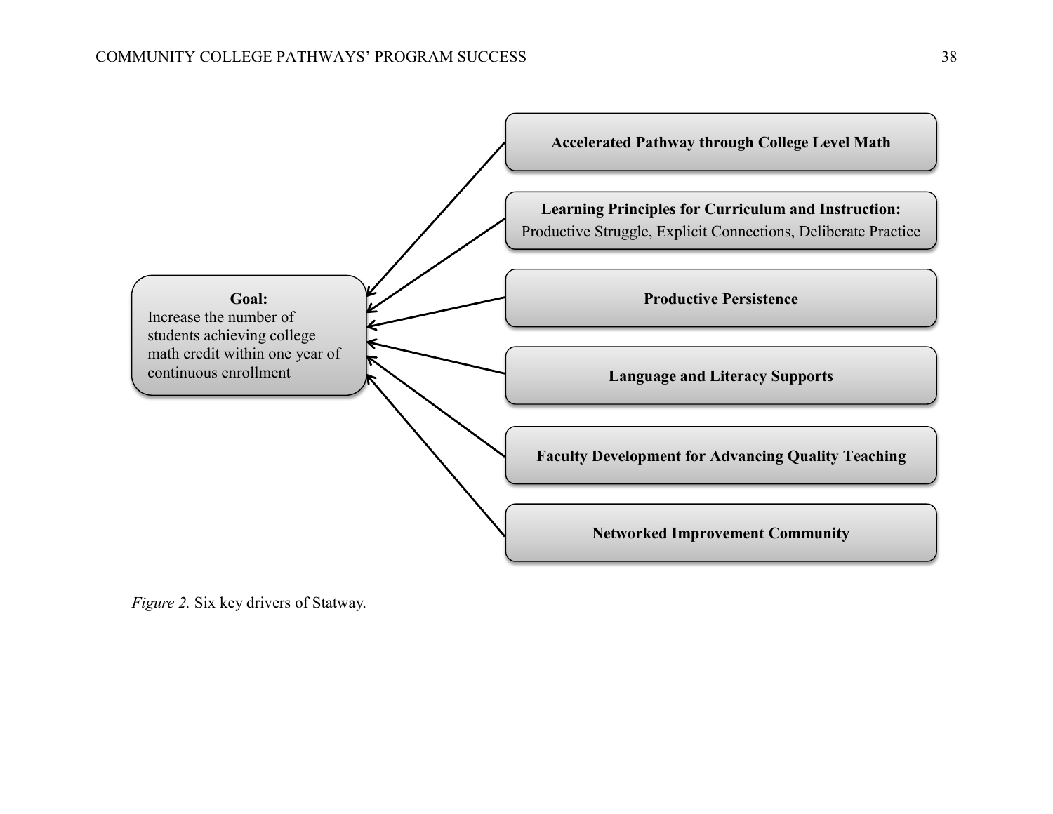**Goal:**
Increase the number of students achieving college math credit within one year of continuous enrollment

**Accelerated Pathway through College Level Math**

**Learning Principles for Curriculum and Instruction:**
Productive Struggle, Explicit Connections, Deliberate Practice

**Productive Persistence**

**Language and Literacy Supports**

**Faculty Development for Advancing Quality Teaching**

**Networked Improvement Community**

*Figure 2.* Six key drivers of Statway.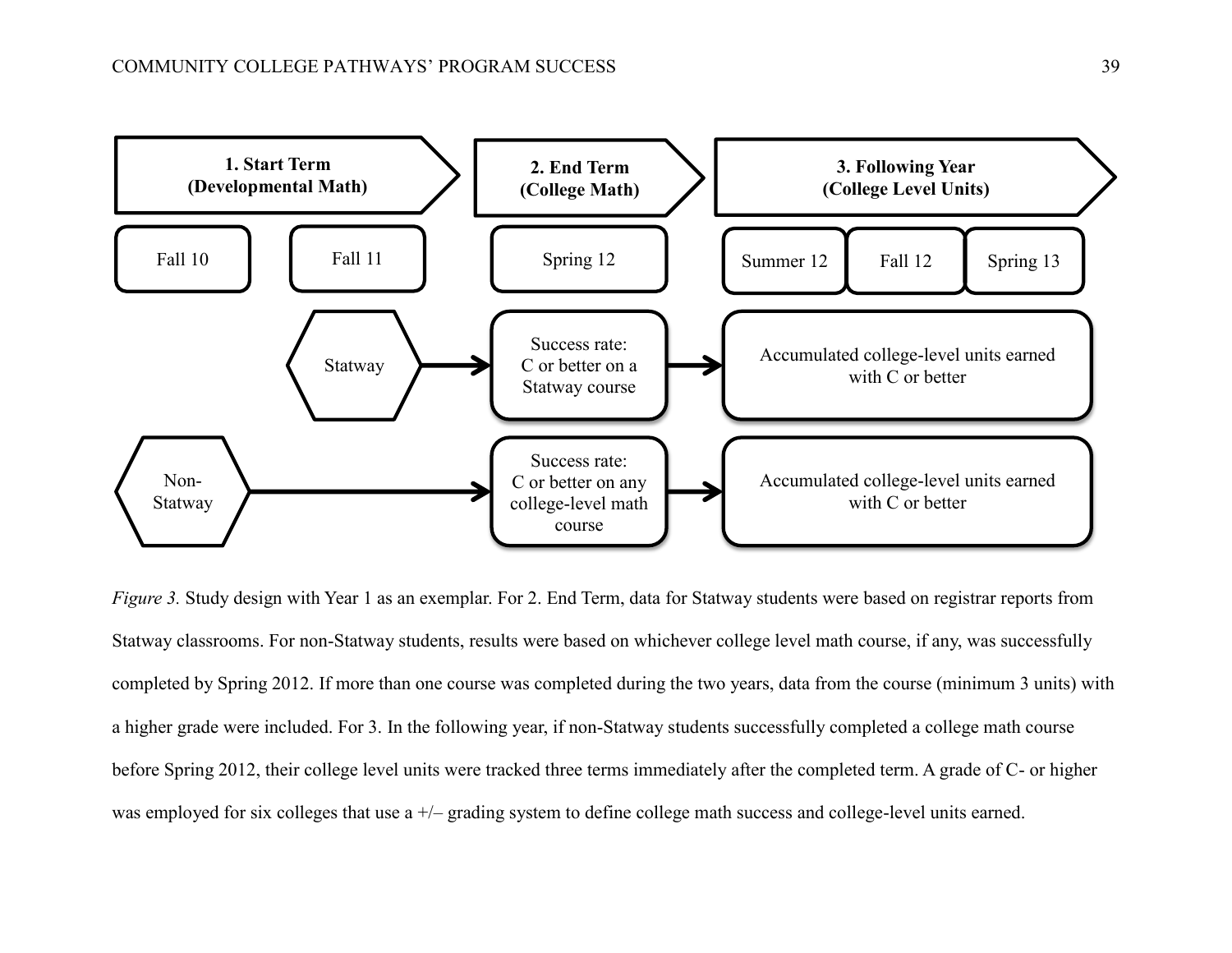1. Start Term (Developmental Math)

2. End Term (College Math)

3. Following Year (College Level Units)

Fall 10

Fall 11

Spring 12

Summer 12

Fall 12

Spring 13

Statway

Success rate: C or better on a Statway course

Accumulated college-level units earned with C or better

Non-Statway

Success rate: C or better on any college-level math course

Accumulated college-level units earned with C or better

*Figure 3.* Study design with Year 1 as an exemplar. For 2. End Term, data for Statway students were based on registrar reports from Statway classrooms. For non-Statway students, results were based on whichever college level math course, if any, was successfully completed by Spring 2012. If more than one course was completed during the two years, data from the course (minimum 3 units) with a higher grade were included. For 3. In the following year, if non-Statway students successfully completed a college math course before Spring 2012, their college level units were tracked three terms immediately after the completed term. A grade of C- or higher was employed for six colleges that use a +/– grading system to define college math success and college-level units earned.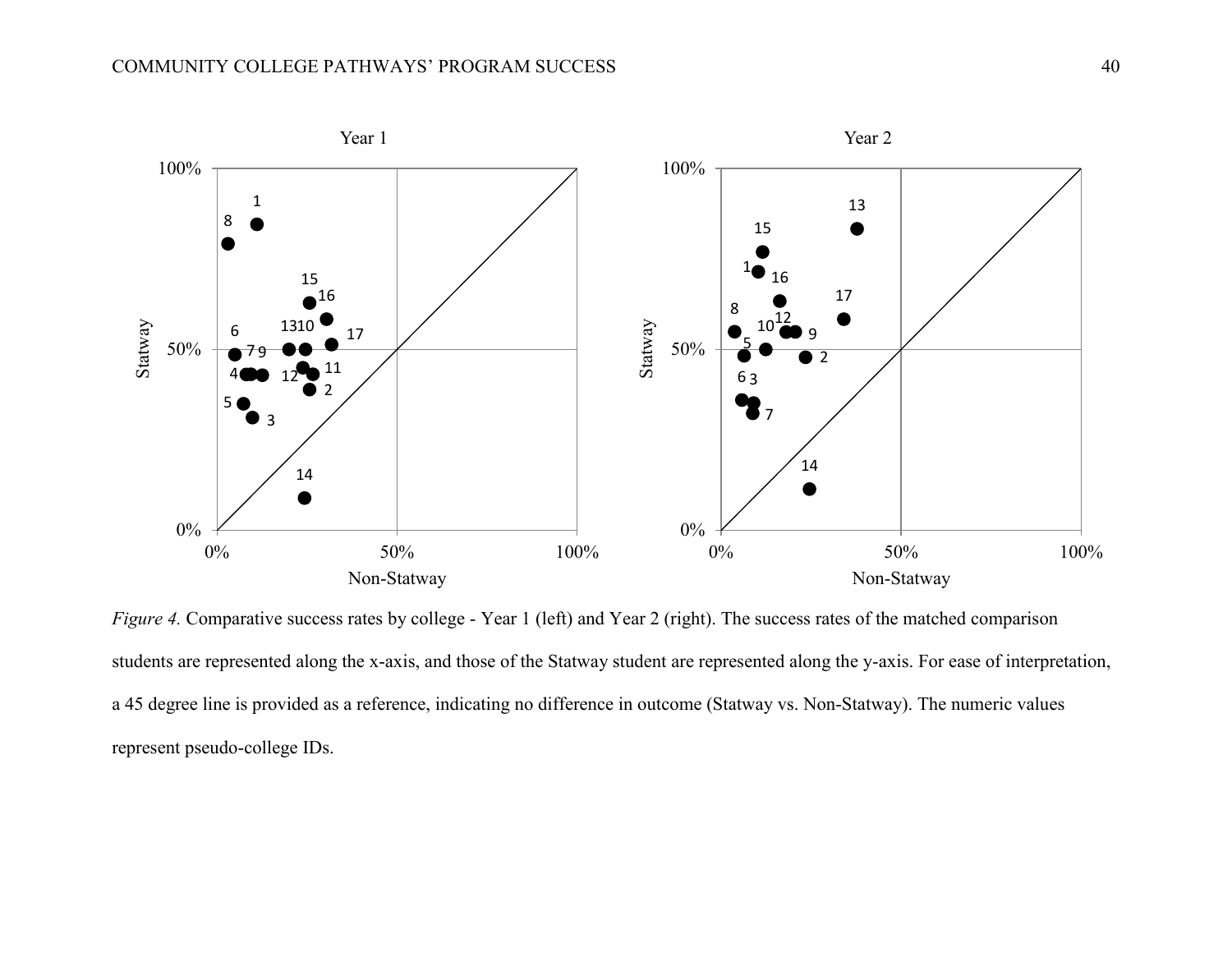*Figure 4.* Comparative success rates by college - Year 1 (left) and Year 2 (right). The success rates of the matched comparison students are represented along the x-axis, and those of the Statway student are represented along the y-axis. For ease of interpretation, a 45 degree line is provided as a reference, indicating no difference in outcome (Statway vs. Non-Statway). The numeric values represent pseudo-college IDs.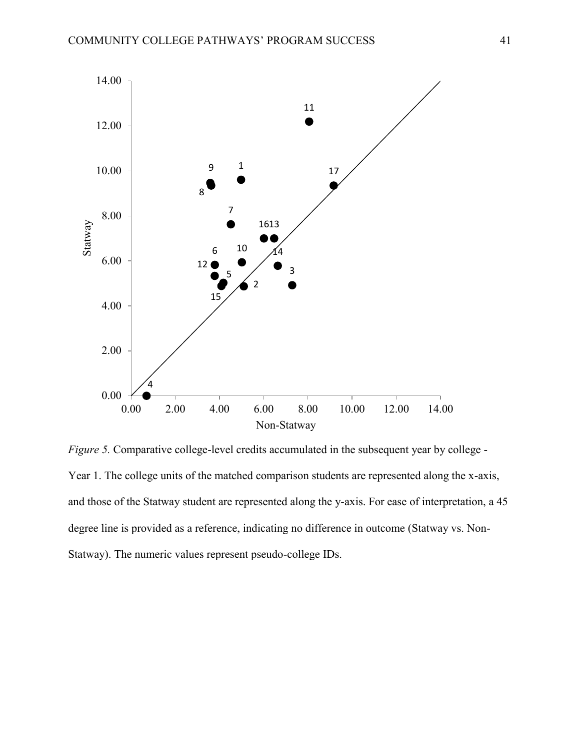14.00
12.00
10.00
8.00
6.00
4.00
2.00
0.00

Statway

0.00 2.00 4.00 6.00 8.00 10.00 12.00 14.00

Non-Statway

11
9 1 17
8
7
1613
6 10 14
12 3
5
2
15
4

*Figure 5.* Comparative college-level credits accumulated in the subsequent year by college - Year 1. The college units of the matched comparison students are represented along the x-axis, and those of the Statway student are represented along the y-axis. For ease of interpretation, a 45 degree line is provided as a reference, indicating no difference in outcome (Statway vs. Non-Statway). The numeric values represent pseudo-college IDs.